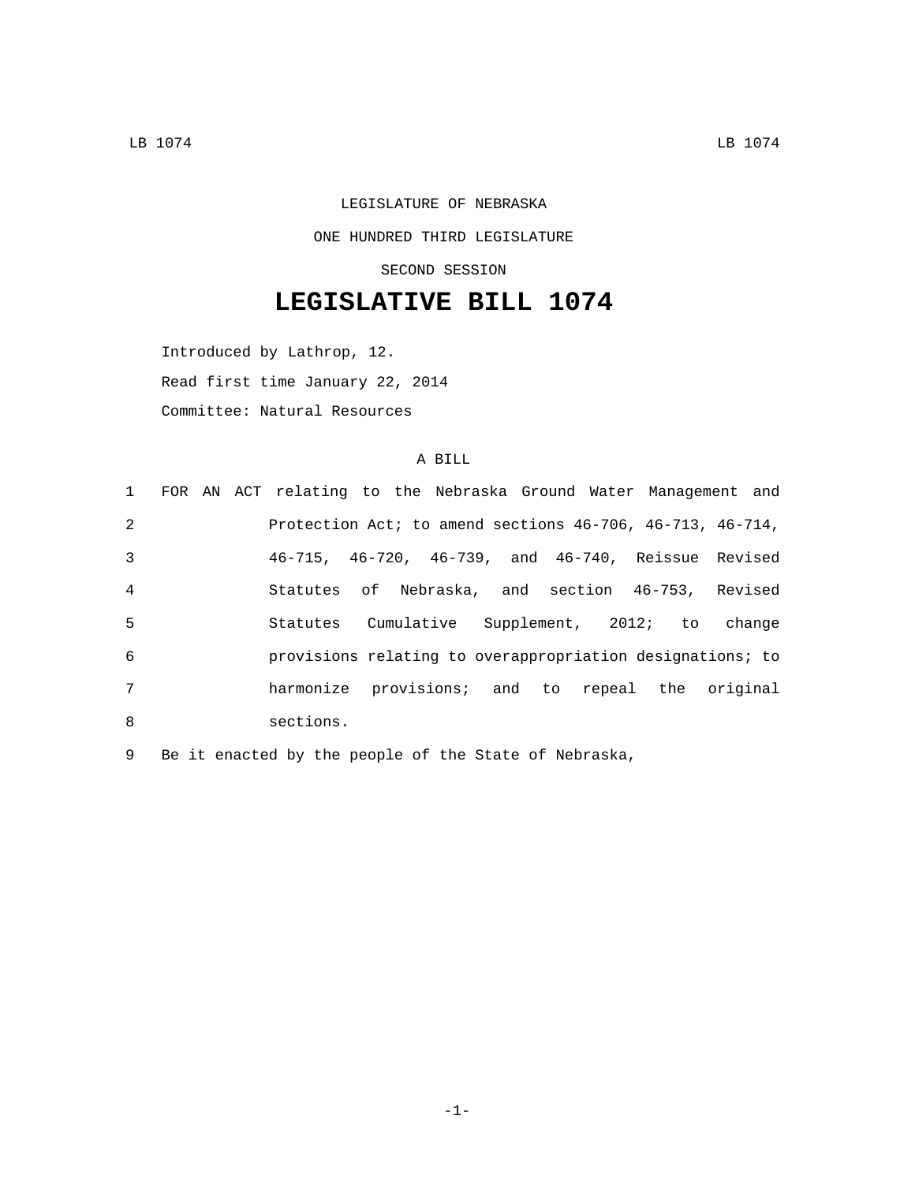LEGISLATURE OF NEBRASKA

ONE HUNDRED THIRD LEGISLATURE

SECOND SESSION

# LEGISLATIVE BILL 1074

Introduced by Lathrop, 12.

Read first time January 22, 2014

Committee: Natural Resources

A BILL

1 FOR AN ACT relating to the Nebraska Ground Water Management and
2 Protection Act; to amend sections 46-706, 46-713, 46-714,
3 46-715, 46-720, 46-739, and 46-740, Reissue Revised
4 Statutes of Nebraska, and section 46-753, Revised
5 Statutes Cumulative Supplement, 2012; to change
6 provisions relating to overappropriation designations; to
7 harmonize provisions; and to repeal the original
8 sections.

9 Be it enacted by the people of the State of Nebraska,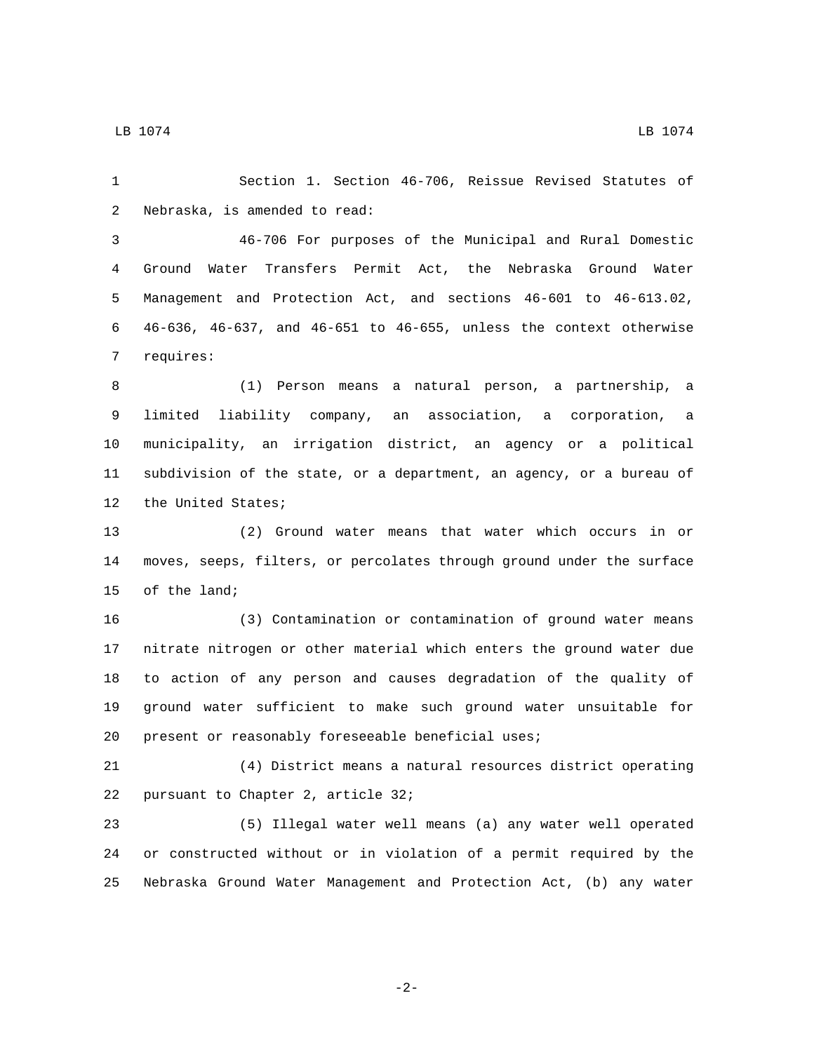Section 1. Section 46-706, Reissue Revised Statutes of Nebraska, is amended to read:

46-706 For purposes of the Municipal and Rural Domestic Ground Water Transfers Permit Act, the Nebraska Ground Water Management and Protection Act, and sections 46-601 to 46-613.02, 46-636, 46-637, and 46-651 to 46-655, unless the context otherwise requires:

(1) Person means a natural person, a partnership, a limited liability company, an association, a corporation, a municipality, an irrigation district, an agency or a political subdivision of the state, or a department, an agency, or a bureau of the United States;

(2) Ground water means that water which occurs in or moves, seeps, filters, or percolates through ground under the surface of the land;

(3) Contamination or contamination of ground water means nitrate nitrogen or other material which enters the ground water due to action of any person and causes degradation of the quality of ground water sufficient to make such ground water unsuitable for present or reasonably foreseeable beneficial uses;

(4) District means a natural resources district operating pursuant to Chapter 2, article 32;

(5) Illegal water well means (a) any water well operated or constructed without or in violation of a permit required by the Nebraska Ground Water Management and Protection Act, (b) any water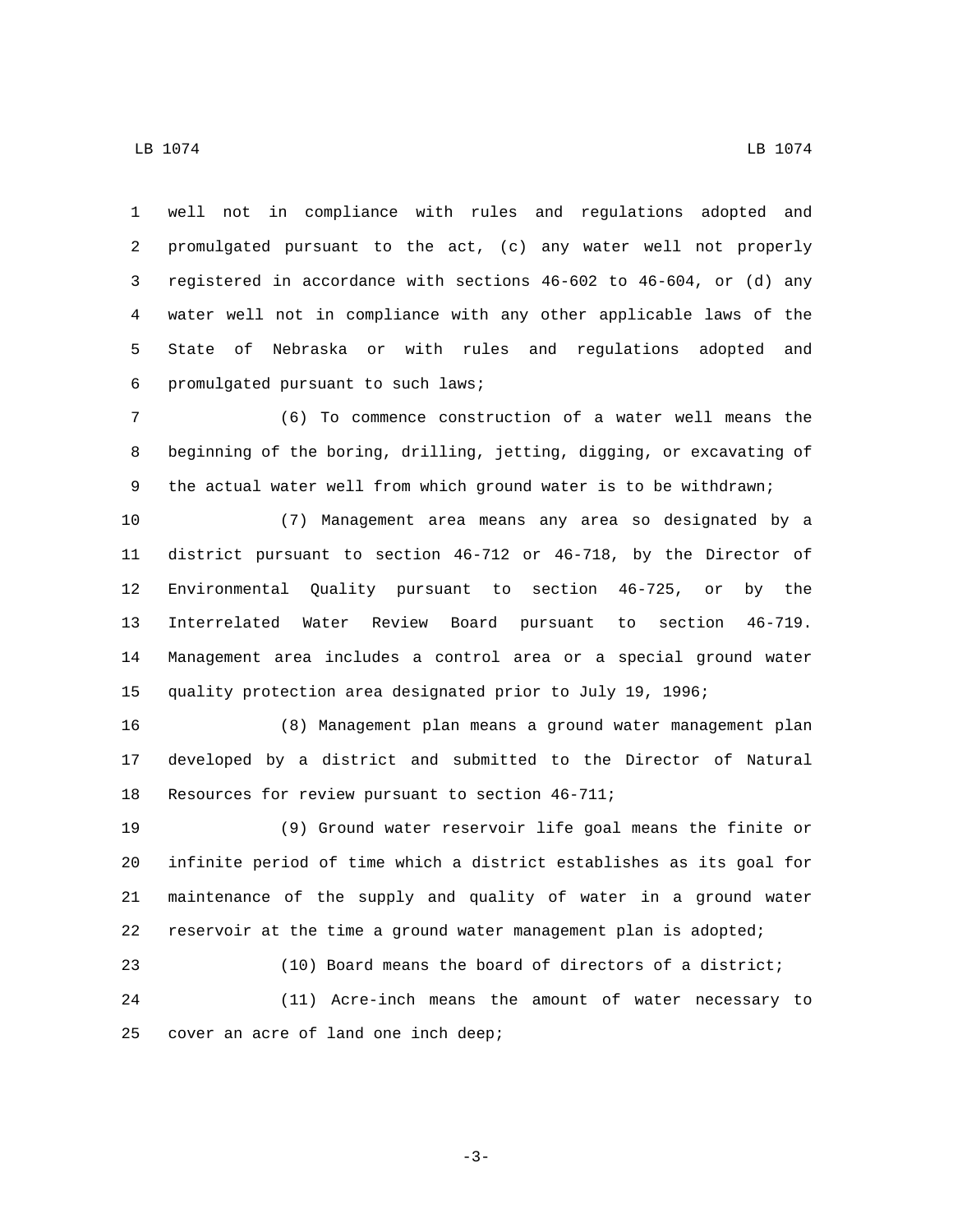well not in compliance with rules and regulations adopted and promulgated pursuant to the act, (c) any water well not properly registered in accordance with sections 46-602 to 46-604, or (d) any water well not in compliance with any other applicable laws of the State of Nebraska or with rules and regulations adopted and promulgated pursuant to such laws;

(6) To commence construction of a water well means the beginning of the boring, drilling, jetting, digging, or excavating of the actual water well from which ground water is to be withdrawn;

(7) Management area means any area so designated by a district pursuant to section 46-712 or 46-718, by the Director of Environmental Quality pursuant to section 46-725, or by the Interrelated Water Review Board pursuant to section 46-719. Management area includes a control area or a special ground water quality protection area designated prior to July 19, 1996;

(8) Management plan means a ground water management plan developed by a district and submitted to the Director of Natural Resources for review pursuant to section 46-711;

(9) Ground water reservoir life goal means the finite or infinite period of time which a district establishes as its goal for maintenance of the supply and quality of water in a ground water reservoir at the time a ground water management plan is adopted;

(10) Board means the board of directors of a district;

(11) Acre-inch means the amount of water necessary to cover an acre of land one inch deep;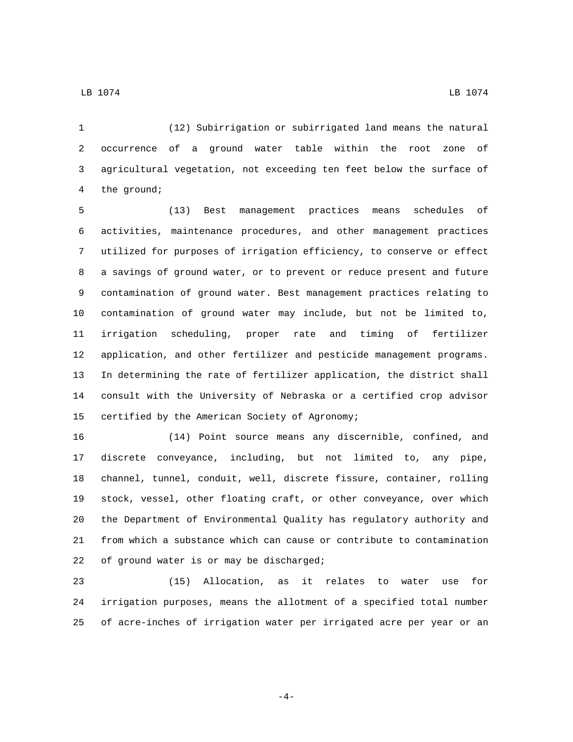(12) Subirrigation or subirrigated land means the natural occurrence of a ground water table within the root zone of agricultural vegetation, not exceeding ten feet below the surface of the ground;

(13) Best management practices means schedules of activities, maintenance procedures, and other management practices utilized for purposes of irrigation efficiency, to conserve or effect a savings of ground water, or to prevent or reduce present and future contamination of ground water. Best management practices relating to contamination of ground water may include, but not be limited to, irrigation scheduling, proper rate and timing of fertilizer application, and other fertilizer and pesticide management programs. In determining the rate of fertilizer application, the district shall consult with the University of Nebraska or a certified crop advisor certified by the American Society of Agronomy;

(14) Point source means any discernible, confined, and discrete conveyance, including, but not limited to, any pipe, channel, tunnel, conduit, well, discrete fissure, container, rolling stock, vessel, other floating craft, or other conveyance, over which the Department of Environmental Quality has regulatory authority and from which a substance which can cause or contribute to contamination of ground water is or may be discharged;

(15) Allocation, as it relates to water use for irrigation purposes, means the allotment of a specified total number of acre-inches of irrigation water per irrigated acre per year or an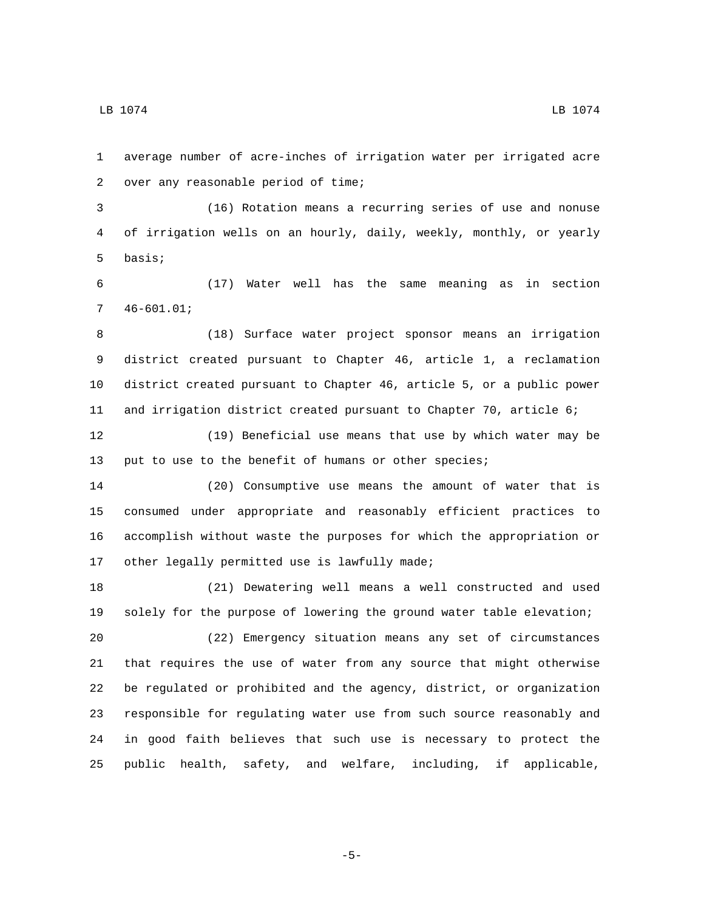average number of acre-inches of irrigation water per irrigated acre over any reasonable period of time;

(16) Rotation means a recurring series of use and nonuse of irrigation wells on an hourly, daily, weekly, monthly, or yearly basis;

(17) Water well has the same meaning as in section 46-601.01;

(18) Surface water project sponsor means an irrigation district created pursuant to Chapter 46, article 1, a reclamation district created pursuant to Chapter 46, article 5, or a public power and irrigation district created pursuant to Chapter 70, article 6;

(19) Beneficial use means that use by which water may be put to use to the benefit of humans or other species;

(20) Consumptive use means the amount of water that is consumed under appropriate and reasonably efficient practices to accomplish without waste the purposes for which the appropriation or other legally permitted use is lawfully made;

(21) Dewatering well means a well constructed and used solely for the purpose of lowering the ground water table elevation;

(22) Emergency situation means any set of circumstances that requires the use of water from any source that might otherwise be regulated or prohibited and the agency, district, or organization responsible for regulating water use from such source reasonably and in good faith believes that such use is necessary to protect the public health, safety, and welfare, including, if applicable,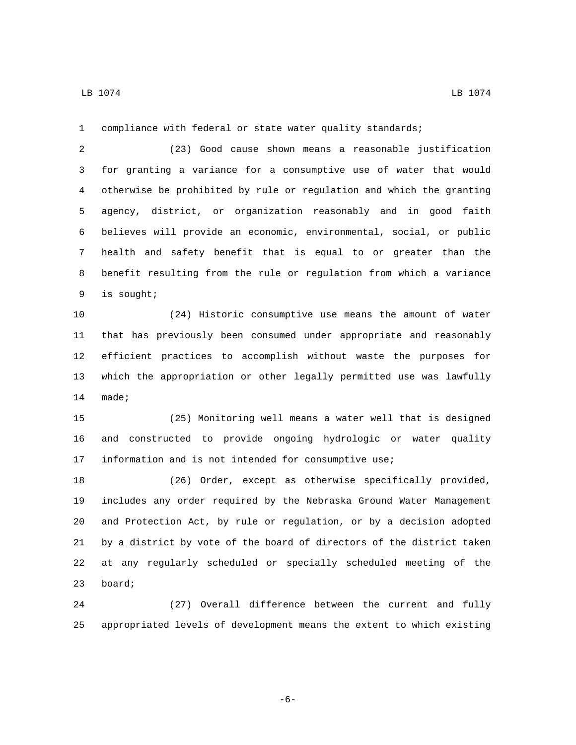compliance with federal or state water quality standards;

(23) Good cause shown means a reasonable justification for granting a variance for a consumptive use of water that would otherwise be prohibited by rule or regulation and which the granting agency, district, or organization reasonably and in good faith believes will provide an economic, environmental, social, or public health and safety benefit that is equal to or greater than the benefit resulting from the rule or regulation from which a variance is sought;

(24) Historic consumptive use means the amount of water that has previously been consumed under appropriate and reasonably efficient practices to accomplish without waste the purposes for which the appropriation or other legally permitted use was lawfully made;

(25) Monitoring well means a water well that is designed and constructed to provide ongoing hydrologic or water quality information and is not intended for consumptive use;

(26) Order, except as otherwise specifically provided, includes any order required by the Nebraska Ground Water Management and Protection Act, by rule or regulation, or by a decision adopted by a district by vote of the board of directors of the district taken at any regularly scheduled or specially scheduled meeting of the board;

(27) Overall difference between the current and fully appropriated levels of development means the extent to which existing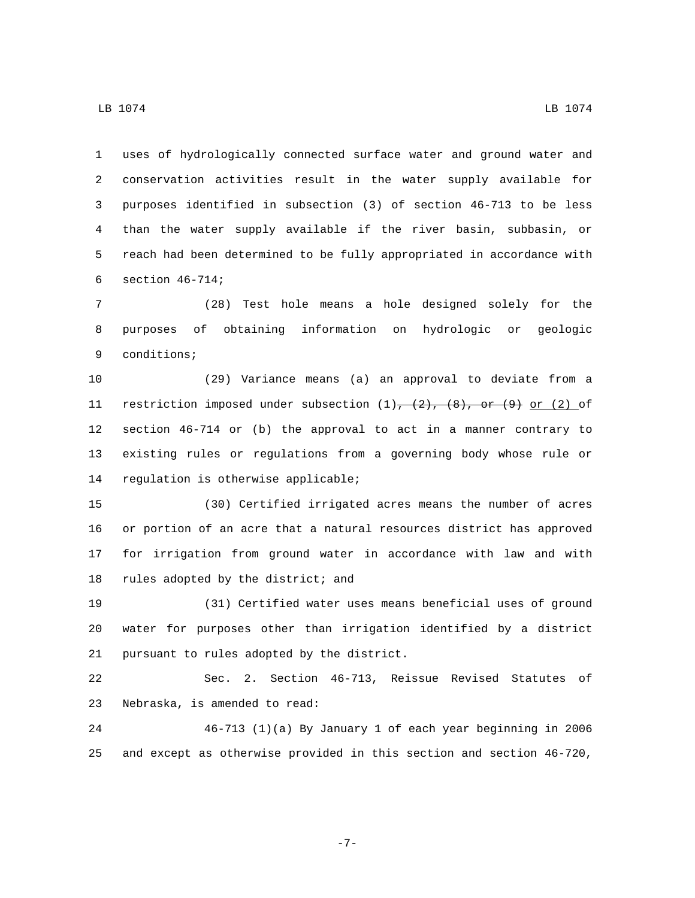uses of hydrologically connected surface water and ground water and conservation activities result in the water supply available for purposes identified in subsection (3) of section 46-713 to be less than the water supply available if the river basin, subbasin, or reach had been determined to be fully appropriated in accordance with section 46-714;

(28) Test hole means a hole designed solely for the purposes of obtaining information on hydrologic or geologic conditions;

(29) Variance means (a) an approval to deviate from a restriction imposed under subsection (1)~~, (2), (8), or (9)~~ or (2) of section 46-714 or (b) the approval to act in a manner contrary to existing rules or regulations from a governing body whose rule or regulation is otherwise applicable;

(30) Certified irrigated acres means the number of acres or portion of an acre that a natural resources district has approved for irrigation from ground water in accordance with law and with rules adopted by the district; and

(31) Certified water uses means beneficial uses of ground water for purposes other than irrigation identified by a district pursuant to rules adopted by the district.

Sec. 2. Section 46-713, Reissue Revised Statutes of Nebraska, is amended to read:

46-713 (1)(a) By January 1 of each year beginning in 2006 and except as otherwise provided in this section and section 46-720,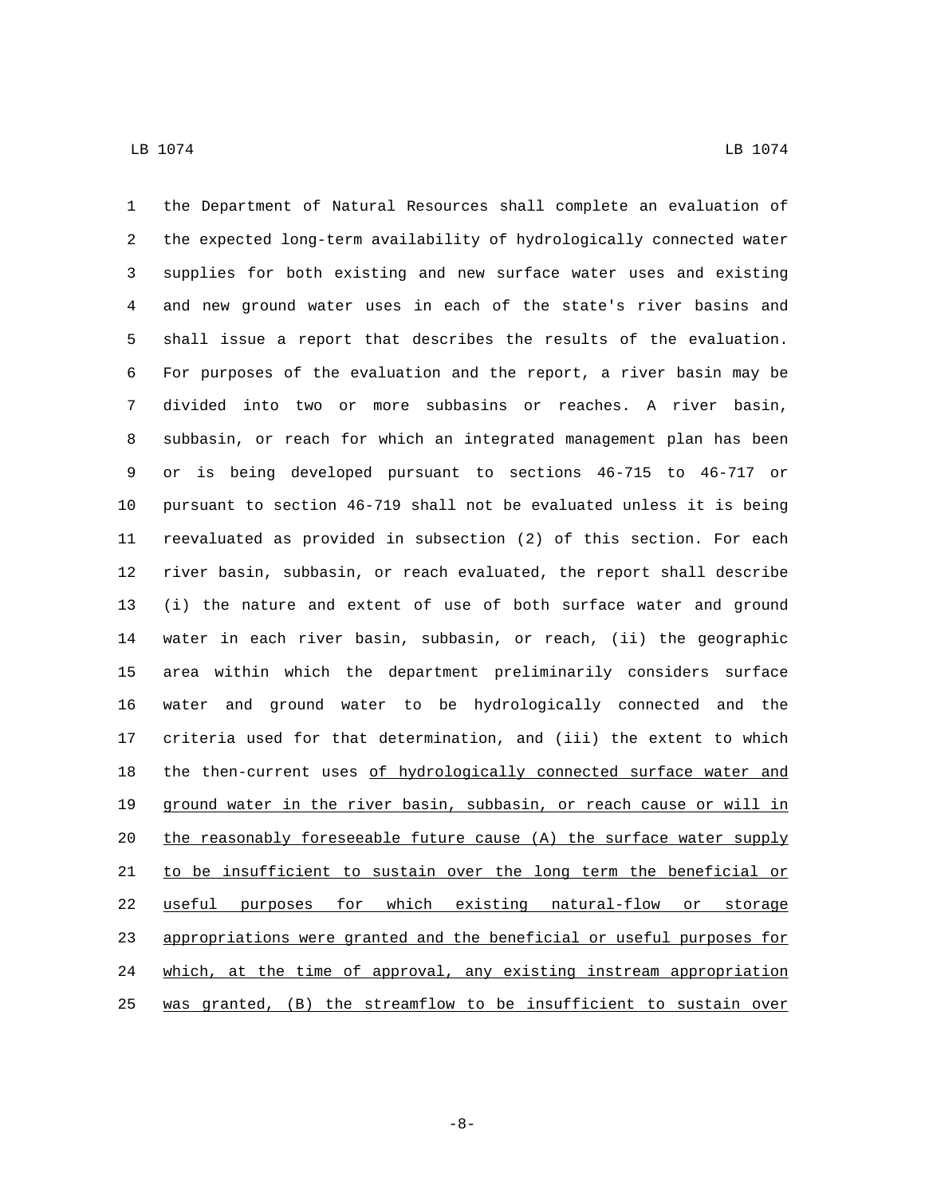the Department of Natural Resources shall complete an evaluation of the expected long-term availability of hydrologically connected water supplies for both existing and new surface water uses and existing and new ground water uses in each of the state's river basins and shall issue a report that describes the results of the evaluation. For purposes of the evaluation and the report, a river basin may be divided into two or more subbasins or reaches. A river basin, subbasin, or reach for which an integrated management plan has been or is being developed pursuant to sections 46-715 to 46-717 or pursuant to section 46-719 shall not be evaluated unless it is being reevaluated as provided in subsection (2) of this section. For each river basin, subbasin, or reach evaluated, the report shall describe (i) the nature and extent of use of both surface water and ground water in each river basin, subbasin, or reach, (ii) the geographic area within which the department preliminarily considers surface water and ground water to be hydrologically connected and the criteria used for that determination, and (iii) the extent to which the then-current uses <u>of hydrologically connected surface water and ground water in the river basin, subbasin, or reach cause or will in the reasonably foreseeable future cause (A) the surface water supply to be insufficient to sustain over the long term the beneficial or useful purposes for which existing natural-flow or storage appropriations were granted and the beneficial or useful purposes for which, at the time of approval, any existing instream appropriation was granted, (B) the streamflow to be insufficient to sustain over</u>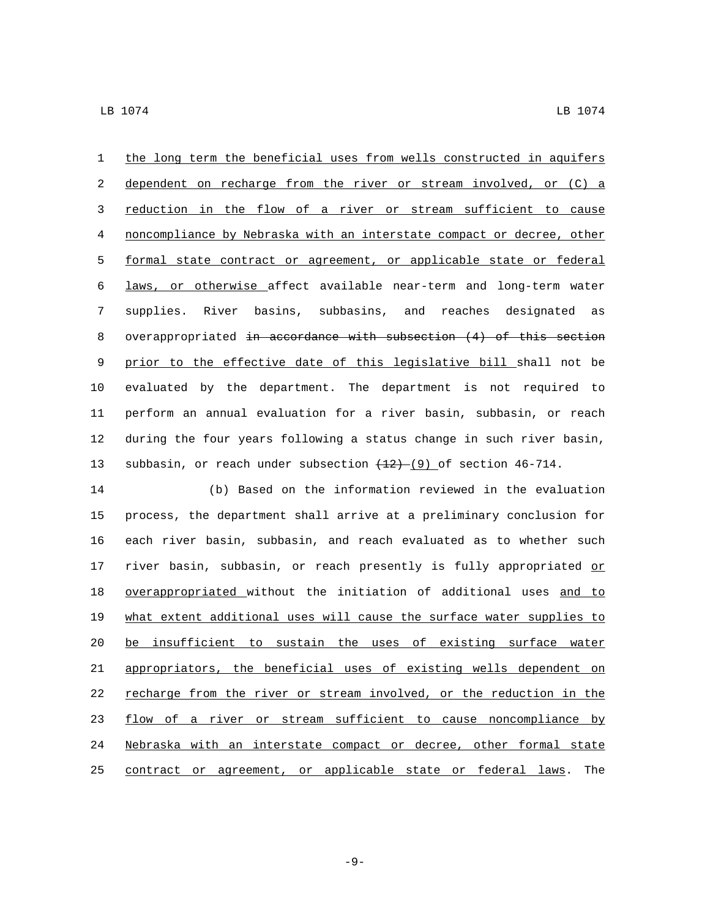the long term the beneficial uses from wells constructed in aquifers dependent on recharge from the river or stream involved, or (C) a reduction in the flow of a river or stream sufficient to cause noncompliance by Nebraska with an interstate compact or decree, other formal state contract or agreement, or applicable state or federal laws, or otherwise affect available near-term and long-term water supplies. River basins, subbasins, and reaches designated as overappropriated ~~in accordance with subsection (4) of this section~~ prior to the effective date of this legislative bill shall not be evaluated by the department. The department is not required to perform an annual evaluation for a river basin, subbasin, or reach during the four years following a status change in such river basin, subbasin, or reach under subsection ~~(12)~~ (9) of section 46-714.

(b) Based on the information reviewed in the evaluation process, the department shall arrive at a preliminary conclusion for each river basin, subbasin, and reach evaluated as to whether such river basin, subbasin, or reach presently is fully appropriated or overappropriated without the initiation of additional uses and to what extent additional uses will cause the surface water supplies to be insufficient to sustain the uses of existing surface water appropriators, the beneficial uses of existing wells dependent on recharge from the river or stream involved, or the reduction in the flow of a river or stream sufficient to cause noncompliance by Nebraska with an interstate compact or decree, other formal state contract or agreement, or applicable state or federal laws. The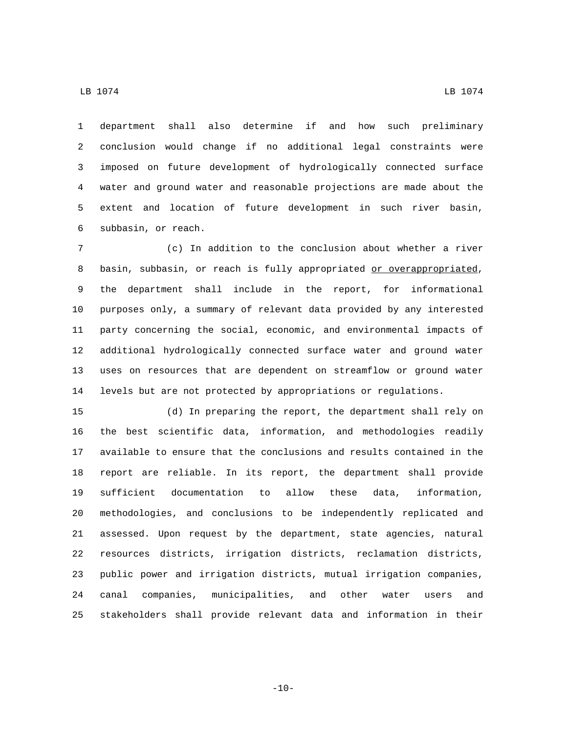department shall also determine if and how such preliminary conclusion would change if no additional legal constraints were imposed on future development of hydrologically connected surface water and ground water and reasonable projections are made about the extent and location of future development in such river basin, subbasin, or reach.

(c) In addition to the conclusion about whether a river basin, subbasin, or reach is fully appropriated <u>or overappropriated</u>, the department shall include in the report, for informational purposes only, a summary of relevant data provided by any interested party concerning the social, economic, and environmental impacts of additional hydrologically connected surface water and ground water uses on resources that are dependent on streamflow or ground water levels but are not protected by appropriations or regulations.

(d) In preparing the report, the department shall rely on the best scientific data, information, and methodologies readily available to ensure that the conclusions and results contained in the report are reliable. In its report, the department shall provide sufficient documentation to allow these data, information, methodologies, and conclusions to be independently replicated and assessed. Upon request by the department, state agencies, natural resources districts, irrigation districts, reclamation districts, public power and irrigation districts, mutual irrigation companies, canal companies, municipalities, and other water users and stakeholders shall provide relevant data and information in their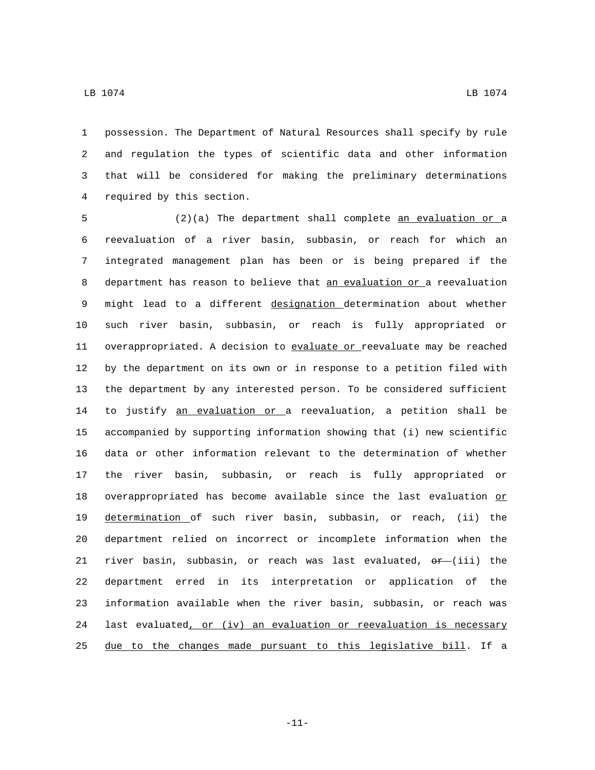possession. The Department of Natural Resources shall specify by rule and regulation the types of scientific data and other information that will be considered for making the preliminary determinations required by this section.

(2)(a) The department shall complete an evaluation or a reevaluation of a river basin, subbasin, or reach for which an integrated management plan has been or is being prepared if the department has reason to believe that an evaluation or a reevaluation might lead to a different designation determination about whether such river basin, subbasin, or reach is fully appropriated or overappropriated. A decision to evaluate or reevaluate may be reached by the department on its own or in response to a petition filed with the department by any interested person. To be considered sufficient to justify an evaluation or a reevaluation, a petition shall be accompanied by supporting information showing that (i) new scientific data or other information relevant to the determination of whether the river basin, subbasin, or reach is fully appropriated or overappropriated has become available since the last evaluation or determination of such river basin, subbasin, or reach, (ii) the department relied on incorrect or incomplete information when the river basin, subbasin, or reach was last evaluated, ~~or~~ (iii) the department erred in its interpretation or application of the information available when the river basin, subbasin, or reach was last evaluated, or (iv) an evaluation or reevaluation is necessary due to the changes made pursuant to this legislative bill. If a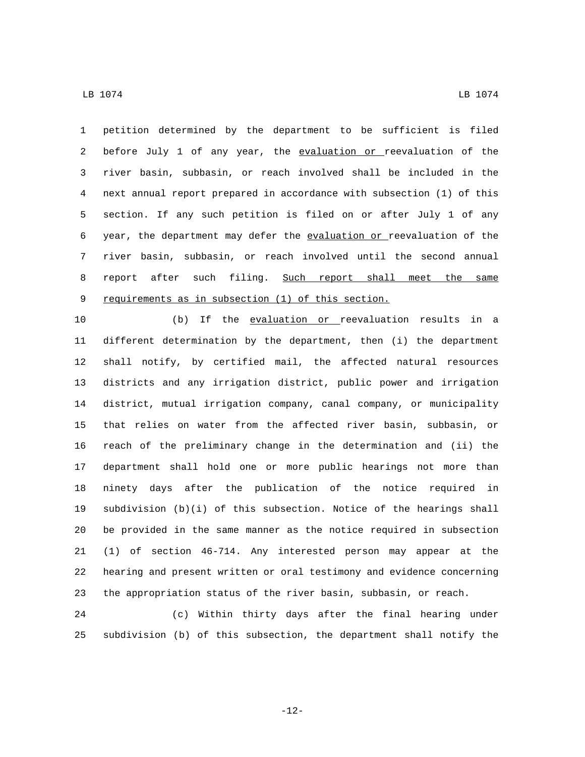petition determined by the department to be sufficient is filed before July 1 of any year, the <u>evaluation or </u>reevaluation of the river basin, subbasin, or reach involved shall be included in the next annual report prepared in accordance with subsection (1) of this section. If any such petition is filed on or after July 1 of any year, the department may defer the <u>evaluation or </u>reevaluation of the river basin, subbasin, or reach involved until the second annual report after such filing. <u>Such report shall meet the same requirements as in subsection (1) of this section.</u>

(b) If the <u>evaluation or </u>reevaluation results in a different determination by the department, then (i) the department shall notify, by certified mail, the affected natural resources districts and any irrigation district, public power and irrigation district, mutual irrigation company, canal company, or municipality that relies on water from the affected river basin, subbasin, or reach of the preliminary change in the determination and (ii) the department shall hold one or more public hearings not more than ninety days after the publication of the notice required in subdivision (b)(i) of this subsection. Notice of the hearings shall be provided in the same manner as the notice required in subsection (1) of section 46-714. Any interested person may appear at the hearing and present written or oral testimony and evidence concerning the appropriation status of the river basin, subbasin, or reach.

(c) Within thirty days after the final hearing under subdivision (b) of this subsection, the department shall notify the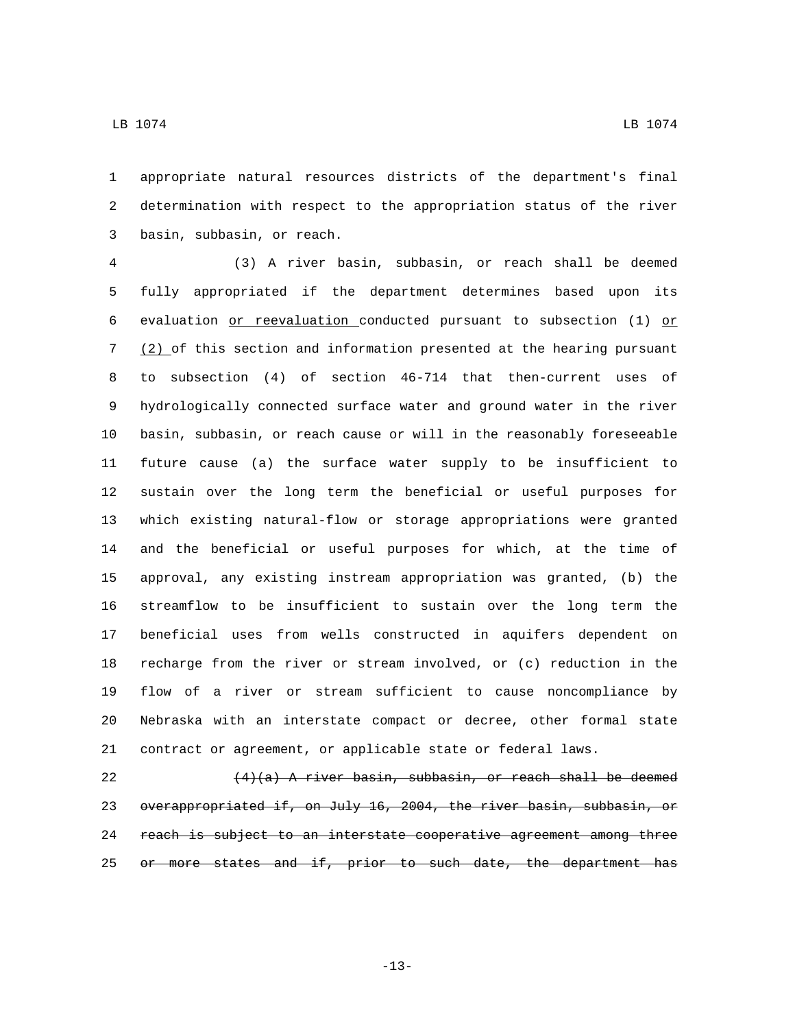appropriate natural resources districts of the department's final determination with respect to the appropriation status of the river basin, subbasin, or reach.

(3) A river basin, subbasin, or reach shall be deemed fully appropriated if the department determines based upon its evaluation <u>or reevaluation</u> conducted pursuant to subsection (1) <u>or (2)</u> of this section and information presented at the hearing pursuant to subsection (4) of section 46-714 that then-current uses of hydrologically connected surface water and ground water in the river basin, subbasin, or reach cause or will in the reasonably foreseeable future cause (a) the surface water supply to be insufficient to sustain over the long term the beneficial or useful purposes for which existing natural-flow or storage appropriations were granted and the beneficial or useful purposes for which, at the time of approval, any existing instream appropriation was granted, (b) the streamflow to be insufficient to sustain over the long term the beneficial uses from wells constructed in aquifers dependent on recharge from the river or stream involved, or (c) reduction in the flow of a river or stream sufficient to cause noncompliance by Nebraska with an interstate compact or decree, other formal state contract or agreement, or applicable state or federal laws.

~~(4)(a) A river basin, subbasin, or reach shall be deemed overappropriated if, on July 16, 2004, the river basin, subbasin, or reach is subject to an interstate cooperative agreement among three or more states and if, prior to such date, the department has~~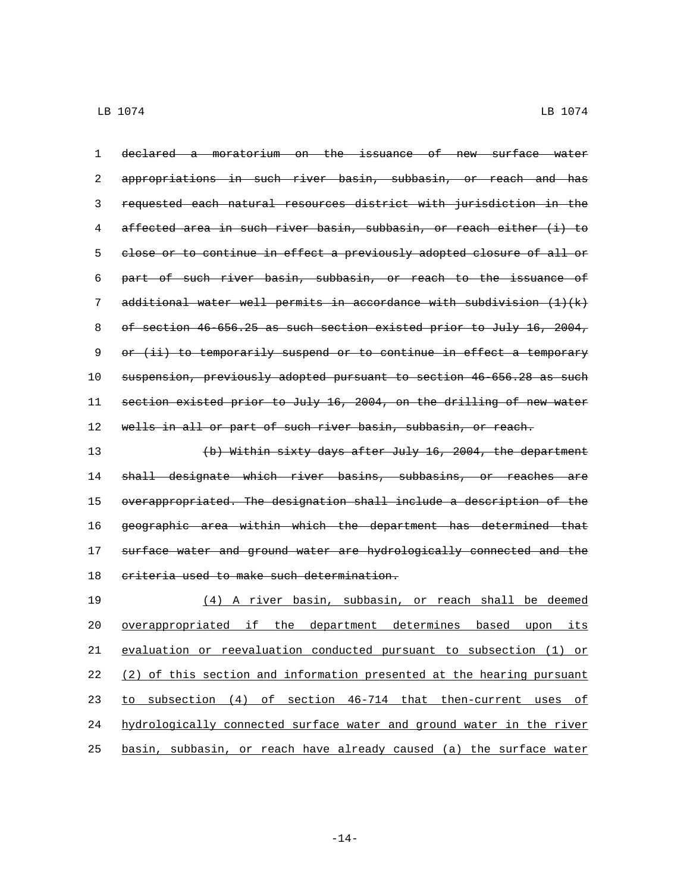~~declared a moratorium on the issuance of new surface water appropriations in such river basin, subbasin, or reach and has requested each natural resources district with jurisdiction in the affected area in such river basin, subbasin, or reach either (i) to close or to continue in effect a previously adopted closure of all or part of such river basin, subbasin, or reach to the issuance of additional water well permits in accordance with subdivision (1)(k) of section 46-656.25 as such section existed prior to July 16, 2004, or (ii) to temporarily suspend or to continue in effect a temporary suspension, previously adopted pursuant to section 46-656.28 as such section existed prior to July 16, 2004, on the drilling of new water wells in all or part of such river basin, subbasin, or reach.~~

~~(b) Within sixty days after July 16, 2004, the department shall designate which river basins, subbasins, or reaches are overappropriated. The designation shall include a description of the geographic area within which the department has determined that surface water and ground water are hydrologically connected and the criteria used to make such determination.~~

<u>(4) A river basin, subbasin, or reach shall be deemed overappropriated if the department determines based upon its evaluation or reevaluation conducted pursuant to subsection (1) or (2) of this section and information presented at the hearing pursuant to subsection (4) of section 46-714 that then-current uses of hydrologically connected surface water and ground water in the river basin, subbasin, or reach have already caused (a) the surface water</u>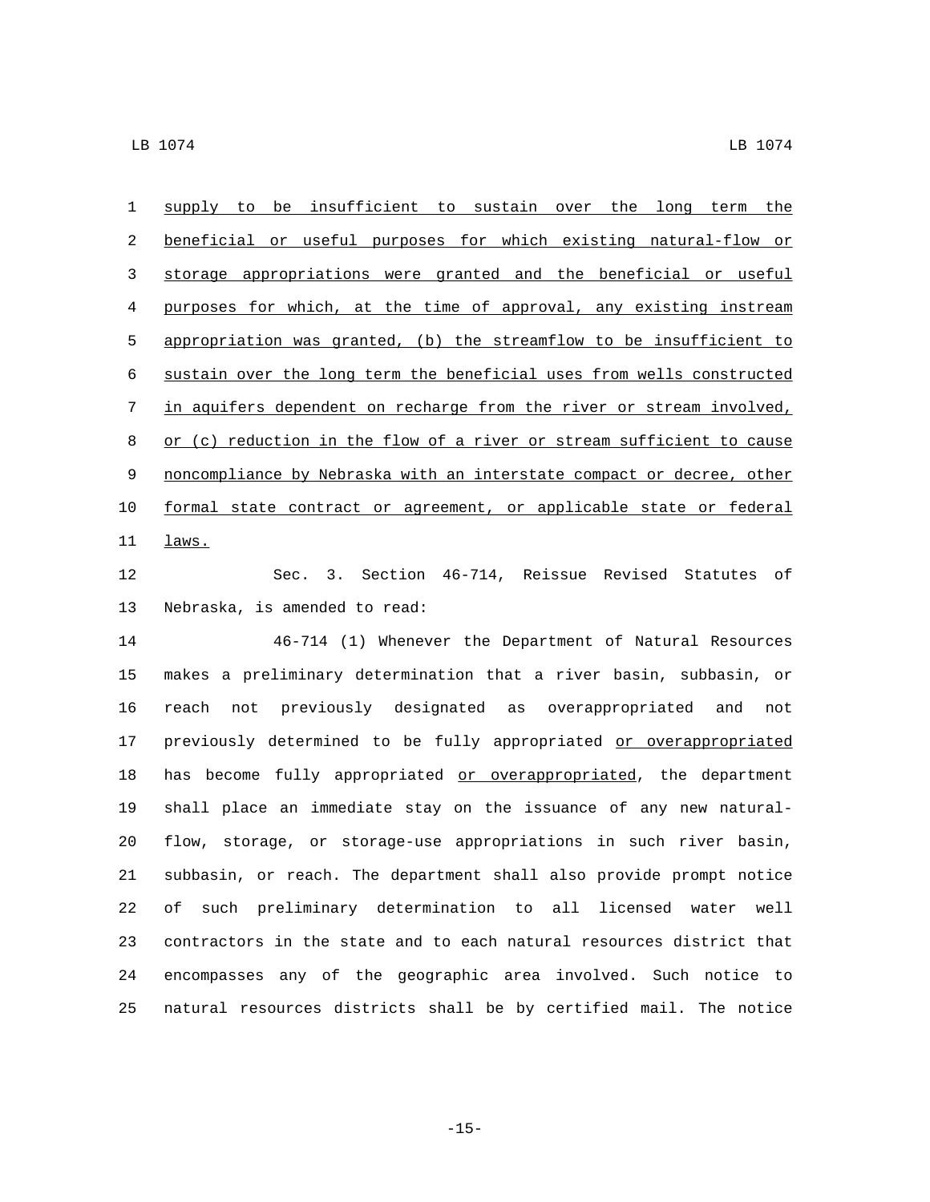supply to be insufficient to sustain over the long term the beneficial or useful purposes for which existing natural-flow or storage appropriations were granted and the beneficial or useful purposes for which, at the time of approval, any existing instream appropriation was granted, (b) the streamflow to be insufficient to sustain over the long term the beneficial uses from wells constructed in aquifers dependent on recharge from the river or stream involved, or (c) reduction in the flow of a river or stream sufficient to cause noncompliance by Nebraska with an interstate compact or decree, other formal state contract or agreement, or applicable state or federal laws.

Sec. 3. Section 46-714, Reissue Revised Statutes of Nebraska, is amended to read:

46-714 (1) Whenever the Department of Natural Resources makes a preliminary determination that a river basin, subbasin, or reach not previously designated as overappropriated and not previously determined to be fully appropriated or overappropriated has become fully appropriated or overappropriated, the department shall place an immediate stay on the issuance of any new natural-flow, storage, or storage-use appropriations in such river basin, subbasin, or reach. The department shall also provide prompt notice of such preliminary determination to all licensed water well contractors in the state and to each natural resources district that encompasses any of the geographic area involved. Such notice to natural resources districts shall be by certified mail. The notice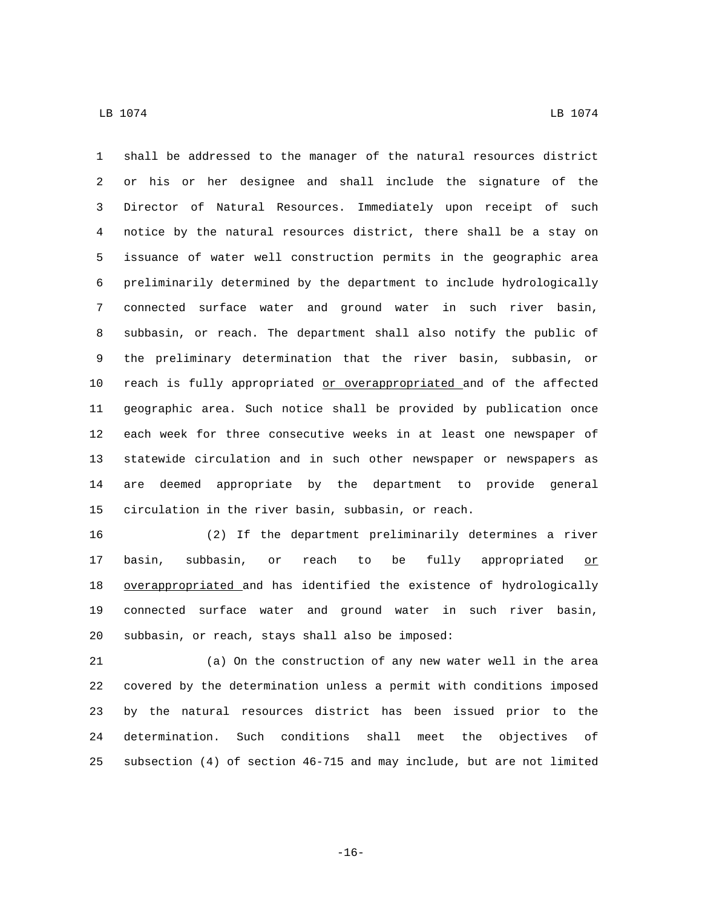shall be addressed to the manager of the natural resources district or his or her designee and shall include the signature of the Director of Natural Resources. Immediately upon receipt of such notice by the natural resources district, there shall be a stay on issuance of water well construction permits in the geographic area preliminarily determined by the department to include hydrologically connected surface water and ground water in such river basin, subbasin, or reach. The department shall also notify the public of the preliminary determination that the river basin, subbasin, or reach is fully appropriated <u>or overappropriated </u>and of the affected geographic area. Such notice shall be provided by publication once each week for three consecutive weeks in at least one newspaper of statewide circulation and in such other newspaper or newspapers as are deemed appropriate by the department to provide general circulation in the river basin, subbasin, or reach.

(2) If the department preliminarily determines a river basin, subbasin, or reach to be fully appropriated <u>or overappropriated </u>and has identified the existence of hydrologically connected surface water and ground water in such river basin, subbasin, or reach, stays shall also be imposed:

(a) On the construction of any new water well in the area covered by the determination unless a permit with conditions imposed by the natural resources district has been issued prior to the determination. Such conditions shall meet the objectives of subsection (4) of section 46-715 and may include, but are not limited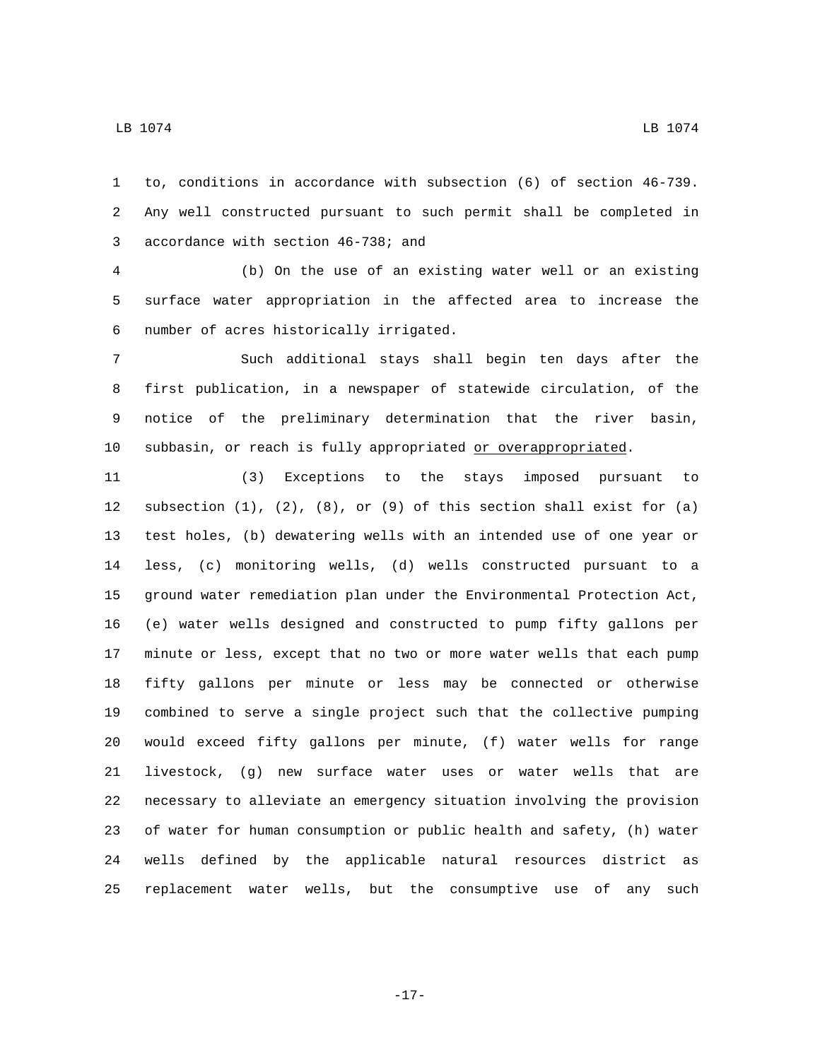to, conditions in accordance with subsection (6) of section 46-739. Any well constructed pursuant to such permit shall be completed in accordance with section 46-738; and

(b) On the use of an existing water well or an existing surface water appropriation in the affected area to increase the number of acres historically irrigated.

Such additional stays shall begin ten days after the first publication, in a newspaper of statewide circulation, of the notice of the preliminary determination that the river basin, subbasin, or reach is fully appropriated or overappropriated.

(3) Exceptions to the stays imposed pursuant to subsection (1), (2), (8), or (9) of this section shall exist for (a) test holes, (b) dewatering wells with an intended use of one year or less, (c) monitoring wells, (d) wells constructed pursuant to a ground water remediation plan under the Environmental Protection Act, (e) water wells designed and constructed to pump fifty gallons per minute or less, except that no two or more water wells that each pump fifty gallons per minute or less may be connected or otherwise combined to serve a single project such that the collective pumping would exceed fifty gallons per minute, (f) water wells for range livestock, (g) new surface water uses or water wells that are necessary to alleviate an emergency situation involving the provision of water for human consumption or public health and safety, (h) water wells defined by the applicable natural resources district as replacement water wells, but the consumptive use of any such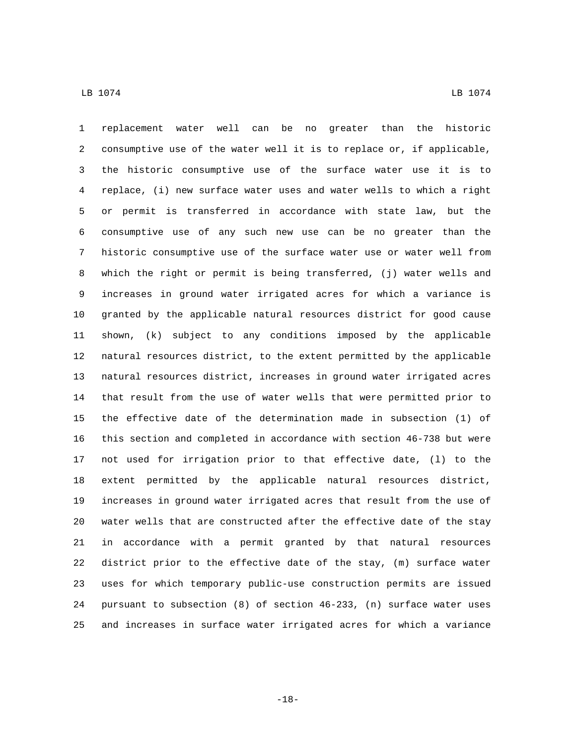replacement water well can be no greater than the historic consumptive use of the water well it is to replace or, if applicable, the historic consumptive use of the surface water use it is to replace, (i) new surface water uses and water wells to which a right or permit is transferred in accordance with state law, but the consumptive use of any such new use can be no greater than the historic consumptive use of the surface water use or water well from which the right or permit is being transferred, (j) water wells and increases in ground water irrigated acres for which a variance is granted by the applicable natural resources district for good cause shown, (k) subject to any conditions imposed by the applicable natural resources district, to the extent permitted by the applicable natural resources district, increases in ground water irrigated acres that result from the use of water wells that were permitted prior to the effective date of the determination made in subsection (1) of this section and completed in accordance with section 46-738 but were not used for irrigation prior to that effective date, (l) to the extent permitted by the applicable natural resources district, increases in ground water irrigated acres that result from the use of water wells that are constructed after the effective date of the stay in accordance with a permit granted by that natural resources district prior to the effective date of the stay, (m) surface water uses for which temporary public-use construction permits are issued pursuant to subsection (8) of section 46-233, (n) surface water uses and increases in surface water irrigated acres for which a variance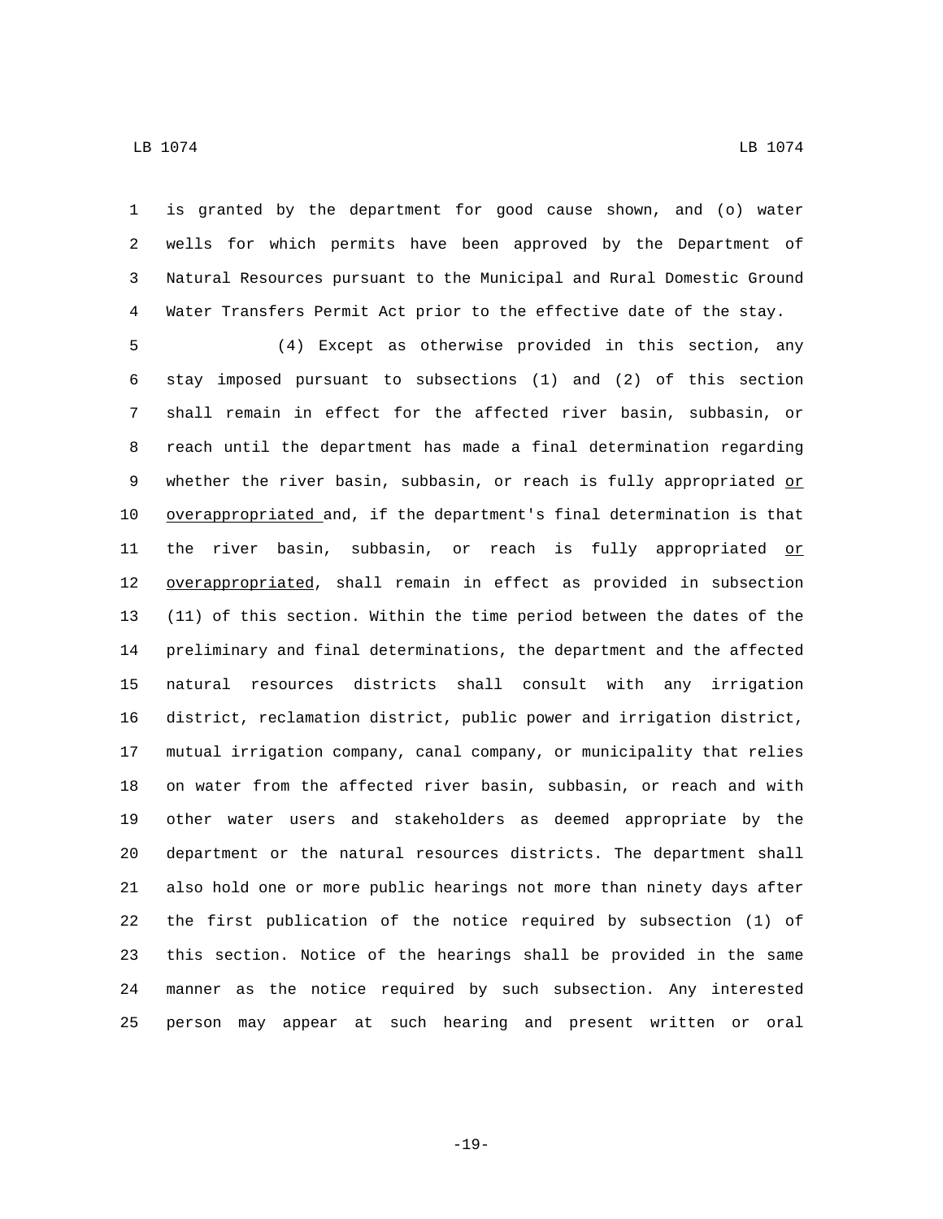is granted by the department for good cause shown, and (o) water wells for which permits have been approved by the Department of Natural Resources pursuant to the Municipal and Rural Domestic Ground Water Transfers Permit Act prior to the effective date of the stay.

(4) Except as otherwise provided in this section, any stay imposed pursuant to subsections (1) and (2) of this section shall remain in effect for the affected river basin, subbasin, or reach until the department has made a final determination regarding whether the river basin, subbasin, or reach is fully appropriated or overappropriated and, if the department's final determination is that the river basin, subbasin, or reach is fully appropriated or overappropriated, shall remain in effect as provided in subsection (11) of this section. Within the time period between the dates of the preliminary and final determinations, the department and the affected natural resources districts shall consult with any irrigation district, reclamation district, public power and irrigation district, mutual irrigation company, canal company, or municipality that relies on water from the affected river basin, subbasin, or reach and with other water users and stakeholders as deemed appropriate by the department or the natural resources districts. The department shall also hold one or more public hearings not more than ninety days after the first publication of the notice required by subsection (1) of this section. Notice of the hearings shall be provided in the same manner as the notice required by such subsection. Any interested person may appear at such hearing and present written or oral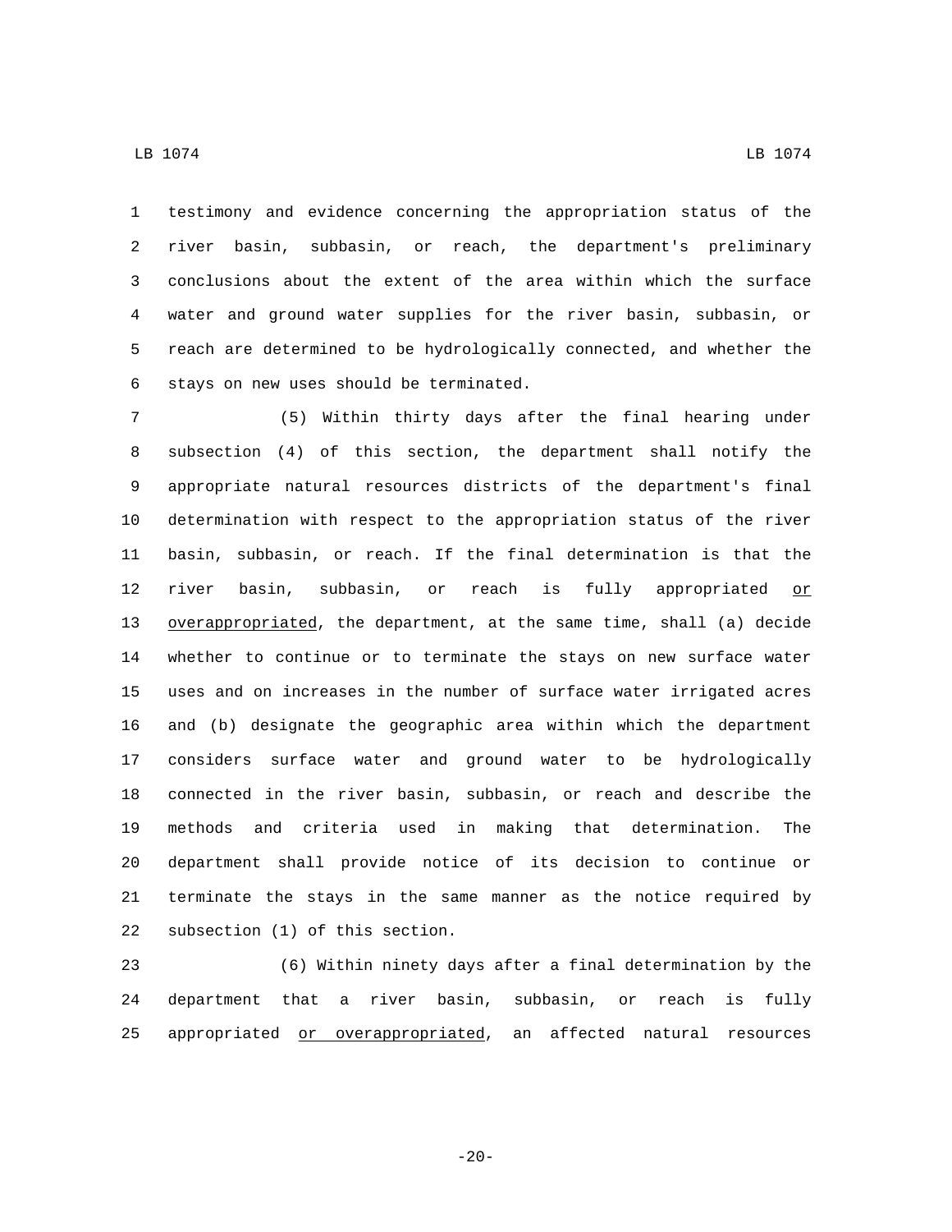testimony and evidence concerning the appropriation status of the river basin, subbasin, or reach, the department's preliminary conclusions about the extent of the area within which the surface water and ground water supplies for the river basin, subbasin, or reach are determined to be hydrologically connected, and whether the stays on new uses should be terminated.

(5) Within thirty days after the final hearing under subsection (4) of this section, the department shall notify the appropriate natural resources districts of the department's final determination with respect to the appropriation status of the river basin, subbasin, or reach. If the final determination is that the river basin, subbasin, or reach is fully appropriated <u>or overappropriated</u>, the department, at the same time, shall (a) decide whether to continue or to terminate the stays on new surface water uses and on increases in the number of surface water irrigated acres and (b) designate the geographic area within which the department considers surface water and ground water to be hydrologically connected in the river basin, subbasin, or reach and describe the methods and criteria used in making that determination. The department shall provide notice of its decision to continue or terminate the stays in the same manner as the notice required by subsection (1) of this section.

(6) Within ninety days after a final determination by the department that a river basin, subbasin, or reach is fully appropriated <u>or overappropriated</u>, an affected natural resources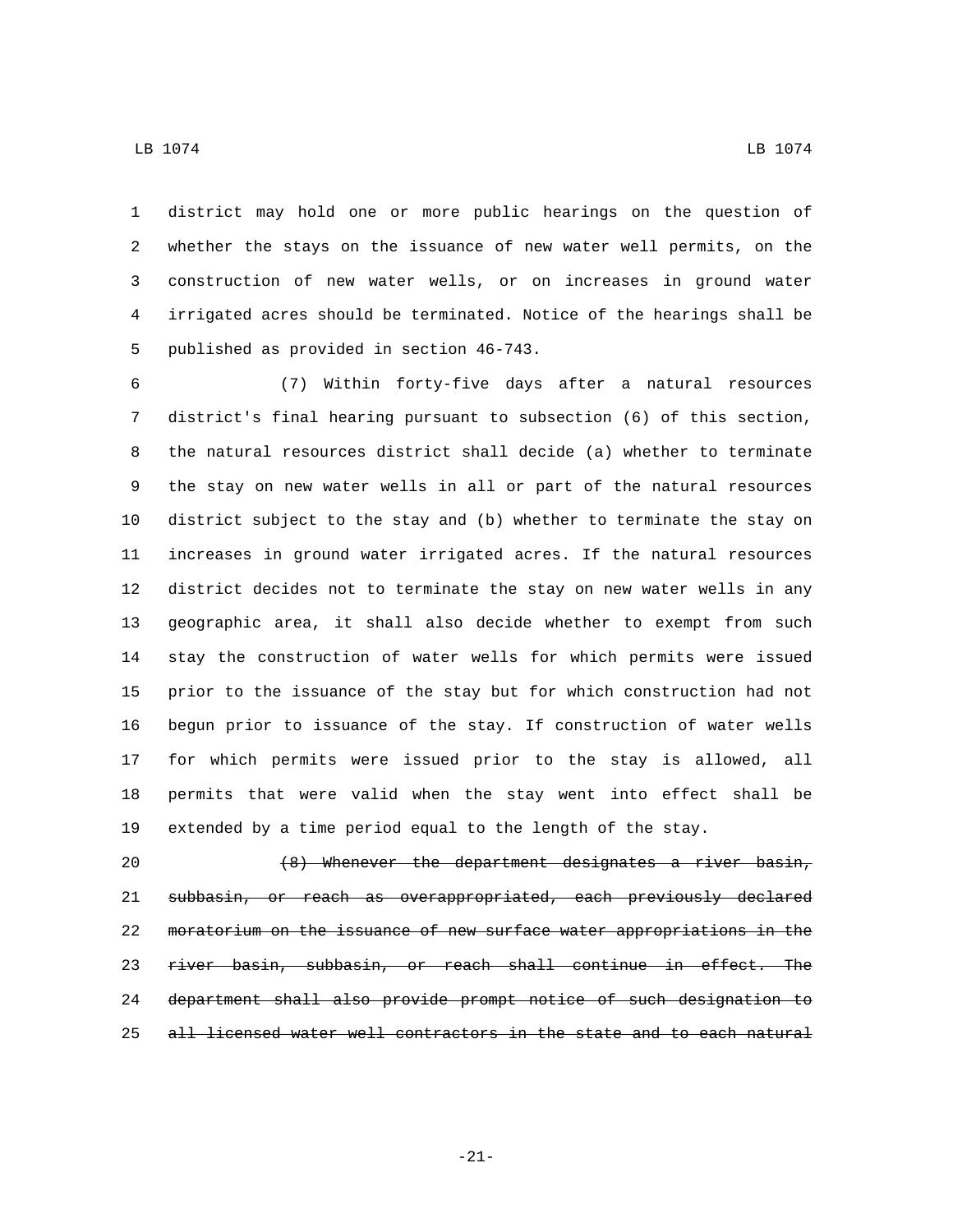district may hold one or more public hearings on the question of whether the stays on the issuance of new water well permits, on the construction of new water wells, or on increases in ground water irrigated acres should be terminated. Notice of the hearings shall be published as provided in section 46-743.

(7) Within forty-five days after a natural resources district's final hearing pursuant to subsection (6) of this section, the natural resources district shall decide (a) whether to terminate the stay on new water wells in all or part of the natural resources district subject to the stay and (b) whether to terminate the stay on increases in ground water irrigated acres. If the natural resources district decides not to terminate the stay on new water wells in any geographic area, it shall also decide whether to exempt from such stay the construction of water wells for which permits were issued prior to the issuance of the stay but for which construction had not begun prior to issuance of the stay. If construction of water wells for which permits were issued prior to the stay is allowed, all permits that were valid when the stay went into effect shall be extended by a time period equal to the length of the stay.

~~(8) Whenever the department designates a river basin, subbasin, or reach as overappropriated, each previously declared moratorium on the issuance of new surface water appropriations in the river basin, subbasin, or reach shall continue in effect. The department shall also provide prompt notice of such designation to all licensed water well contractors in the state and to each natural~~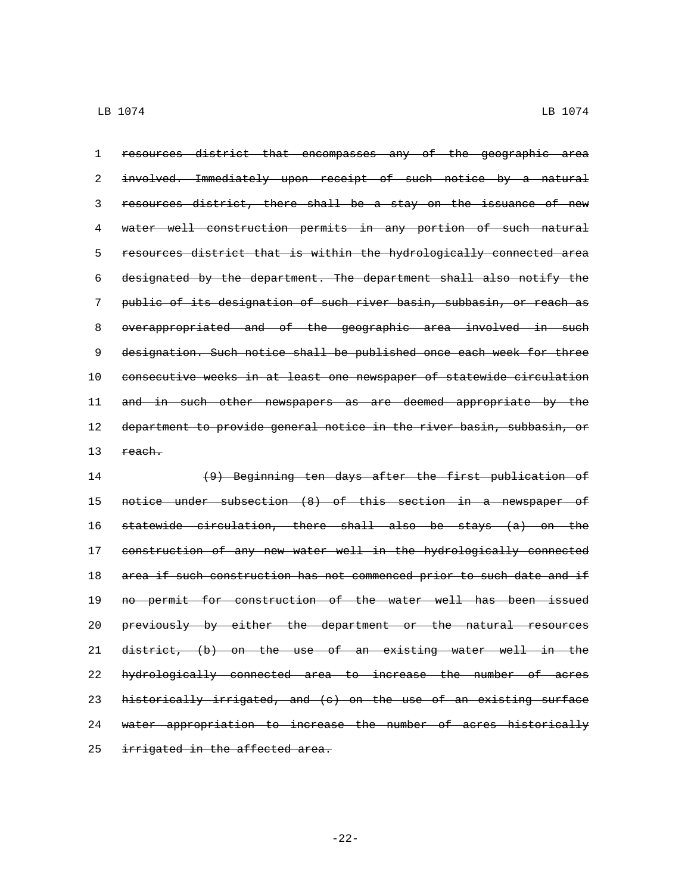~~resources district that encompasses any of the geographic area involved. Immediately upon receipt of such notice by a natural resources district, there shall be a stay on the issuance of new water well construction permits in any portion of such natural resources district that is within the hydrologically connected area designated by the department. The department shall also notify the public of its designation of such river basin, subbasin, or reach as overappropriated and of the geographic area involved in such designation. Such notice shall be published once each week for three consecutive weeks in at least one newspaper of statewide circulation and in such other newspapers as are deemed appropriate by the department to provide general notice in the river basin, subbasin, or reach.~~

~~(9) Beginning ten days after the first publication of notice under subsection (8) of this section in a newspaper of statewide circulation, there shall also be stays (a) on the construction of any new water well in the hydrologically connected area if such construction has not commenced prior to such date and if no permit for construction of the water well has been issued previously by either the department or the natural resources district, (b) on the use of an existing water well in the hydrologically connected area to increase the number of acres historically irrigated, and (c) on the use of an existing surface water appropriation to increase the number of acres historically irrigated in the affected area.~~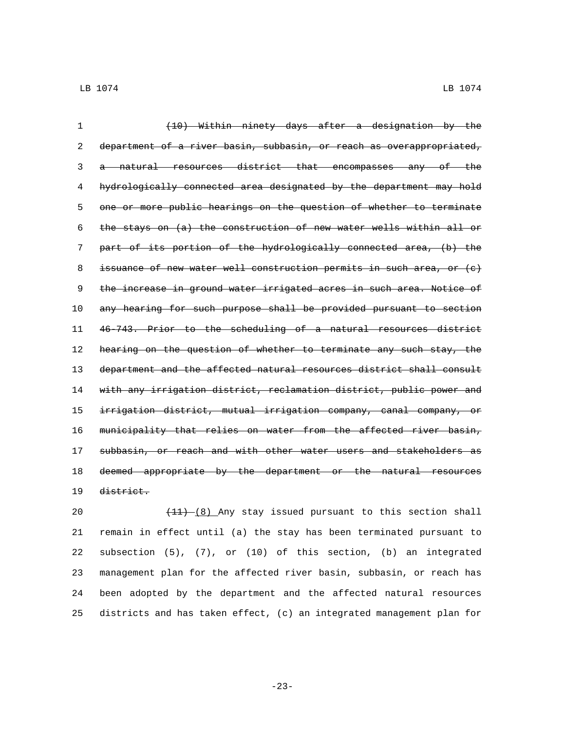~~(10) Within ninety days after a designation by the department of a river basin, subbasin, or reach as overappropriated, a natural resources district that encompasses any of the hydrologically connected area designated by the department may hold one or more public hearings on the question of whether to terminate the stays on (a) the construction of new water wells within all or part of its portion of the hydrologically connected area, (b) the issuance of new water well construction permits in such area, or (c) the increase in ground water irrigated acres in such area. Notice of any hearing for such purpose shall be provided pursuant to section 46-743. Prior to the scheduling of a natural resources district hearing on the question of whether to terminate any such stay, the department and the affected natural resources district shall consult with any irrigation district, reclamation district, public power and irrigation district, mutual irrigation company, canal company, or municipality that relies on water from the affected river basin, subbasin, or reach and with other water users and stakeholders as deemed appropriate by the department or the natural resources district.~~

~~(11)~~ (8) Any stay issued pursuant to this section shall remain in effect until (a) the stay has been terminated pursuant to subsection (5), (7), or (10) of this section, (b) an integrated management plan for the affected river basin, subbasin, or reach has been adopted by the department and the affected natural resources districts and has taken effect, (c) an integrated management plan for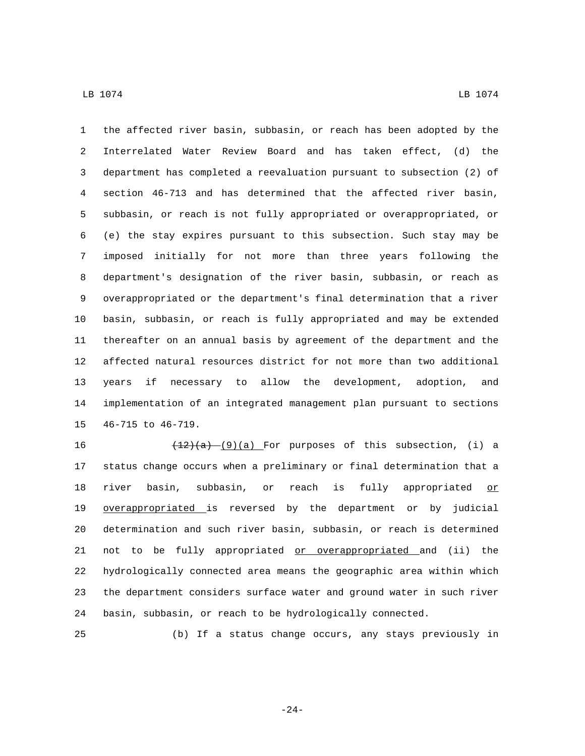the affected river basin, subbasin, or reach has been adopted by the Interrelated Water Review Board and has taken effect, (d) the department has completed a reevaluation pursuant to subsection (2) of section 46-713 and has determined that the affected river basin, subbasin, or reach is not fully appropriated or overappropriated, or (e) the stay expires pursuant to this subsection. Such stay may be imposed initially for not more than three years following the department's designation of the river basin, subbasin, or reach as overappropriated or the department's final determination that a river basin, subbasin, or reach is fully appropriated and may be extended thereafter on an annual basis by agreement of the department and the affected natural resources district for not more than two additional years if necessary to allow the development, adoption, and implementation of an integrated management plan pursuant to sections 46-715 to 46-719.

~~(12)(a)~~ <u>(9)(a)</u> For purposes of this subsection, (i) a status change occurs when a preliminary or final determination that a river basin, subbasin, or reach is fully appropriated <u>or overappropriated</u> is reversed by the department or by judicial determination and such river basin, subbasin, or reach is determined not to be fully appropriated <u>or overappropriated</u> and (ii) the hydrologically connected area means the geographic area within which the department considers surface water and ground water in such river basin, subbasin, or reach to be hydrologically connected.

(b) If a status change occurs, any stays previously in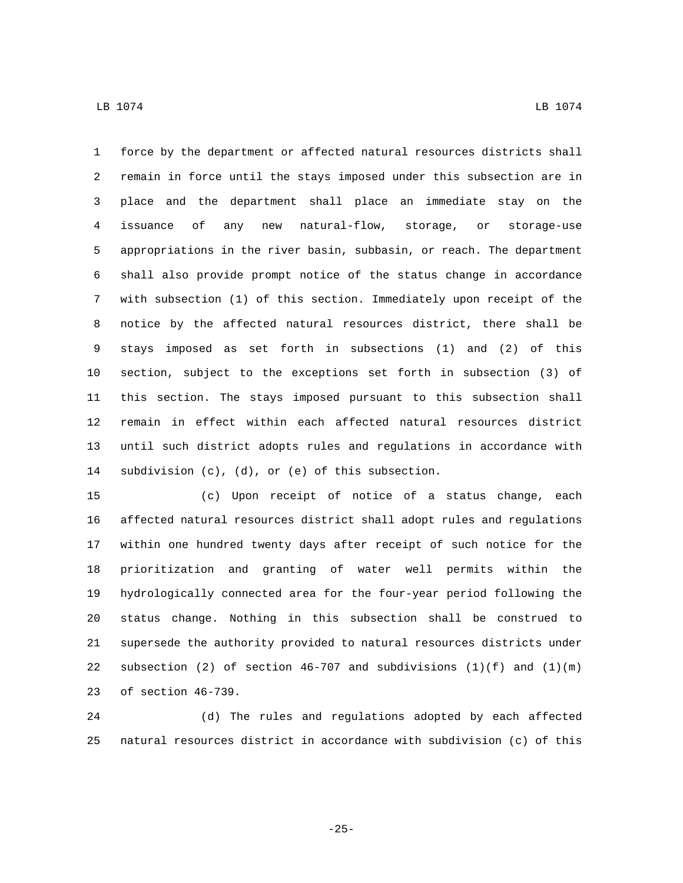force by the department or affected natural resources districts shall remain in force until the stays imposed under this subsection are in place and the department shall place an immediate stay on the issuance of any new natural-flow, storage, or storage-use appropriations in the river basin, subbasin, or reach. The department shall also provide prompt notice of the status change in accordance with subsection (1) of this section. Immediately upon receipt of the notice by the affected natural resources district, there shall be stays imposed as set forth in subsections (1) and (2) of this section, subject to the exceptions set forth in subsection (3) of this section. The stays imposed pursuant to this subsection shall remain in effect within each affected natural resources district until such district adopts rules and regulations in accordance with subdivision (c), (d), or (e) of this subsection.

(c) Upon receipt of notice of a status change, each affected natural resources district shall adopt rules and regulations within one hundred twenty days after receipt of such notice for the prioritization and granting of water well permits within the hydrologically connected area for the four-year period following the status change. Nothing in this subsection shall be construed to supersede the authority provided to natural resources districts under subsection (2) of section 46-707 and subdivisions (1)(f) and (1)(m) of section 46-739.

(d) The rules and regulations adopted by each affected natural resources district in accordance with subdivision (c) of this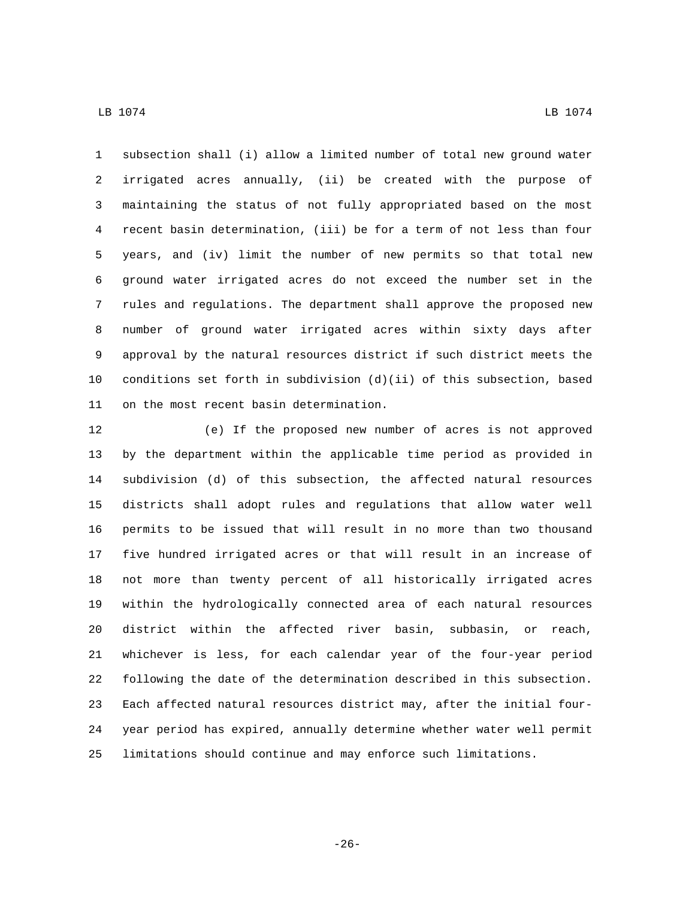subsection shall (i) allow a limited number of total new ground water irrigated acres annually, (ii) be created with the purpose of maintaining the status of not fully appropriated based on the most recent basin determination, (iii) be for a term of not less than four years, and (iv) limit the number of new permits so that total new ground water irrigated acres do not exceed the number set in the rules and regulations. The department shall approve the proposed new number of ground water irrigated acres within sixty days after approval by the natural resources district if such district meets the conditions set forth in subdivision (d)(ii) of this subsection, based on the most recent basin determination.

(e) If the proposed new number of acres is not approved by the department within the applicable time period as provided in subdivision (d) of this subsection, the affected natural resources districts shall adopt rules and regulations that allow water well permits to be issued that will result in no more than two thousand five hundred irrigated acres or that will result in an increase of not more than twenty percent of all historically irrigated acres within the hydrologically connected area of each natural resources district within the affected river basin, subbasin, or reach, whichever is less, for each calendar year of the four-year period following the date of the determination described in this subsection. Each affected natural resources district may, after the initial four-year period has expired, annually determine whether water well permit limitations should continue and may enforce such limitations.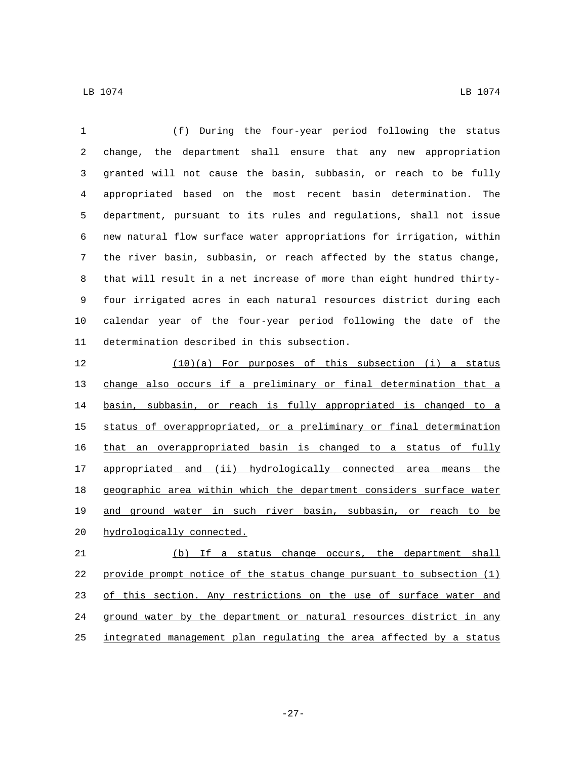(f) During the four-year period following the status change, the department shall ensure that any new appropriation granted will not cause the basin, subbasin, or reach to be fully appropriated based on the most recent basin determination. The department, pursuant to its rules and regulations, shall not issue new natural flow surface water appropriations for irrigation, within the river basin, subbasin, or reach affected by the status change, that will result in a net increase of more than eight hundred thirty-four irrigated acres in each natural resources district during each calendar year of the four-year period following the date of the determination described in this subsection.

(10)(a) For purposes of this subsection (i) a status change also occurs if a preliminary or final determination that a basin, subbasin, or reach is fully appropriated is changed to a status of overappropriated, or a preliminary or final determination that an overappropriated basin is changed to a status of fully appropriated and (ii) hydrologically connected area means the geographic area within which the department considers surface water and ground water in such river basin, subbasin, or reach to be hydrologically connected.

(b) If a status change occurs, the department shall provide prompt notice of the status change pursuant to subsection (1) of this section. Any restrictions on the use of surface water and ground water by the department or natural resources district in any integrated management plan regulating the area affected by a status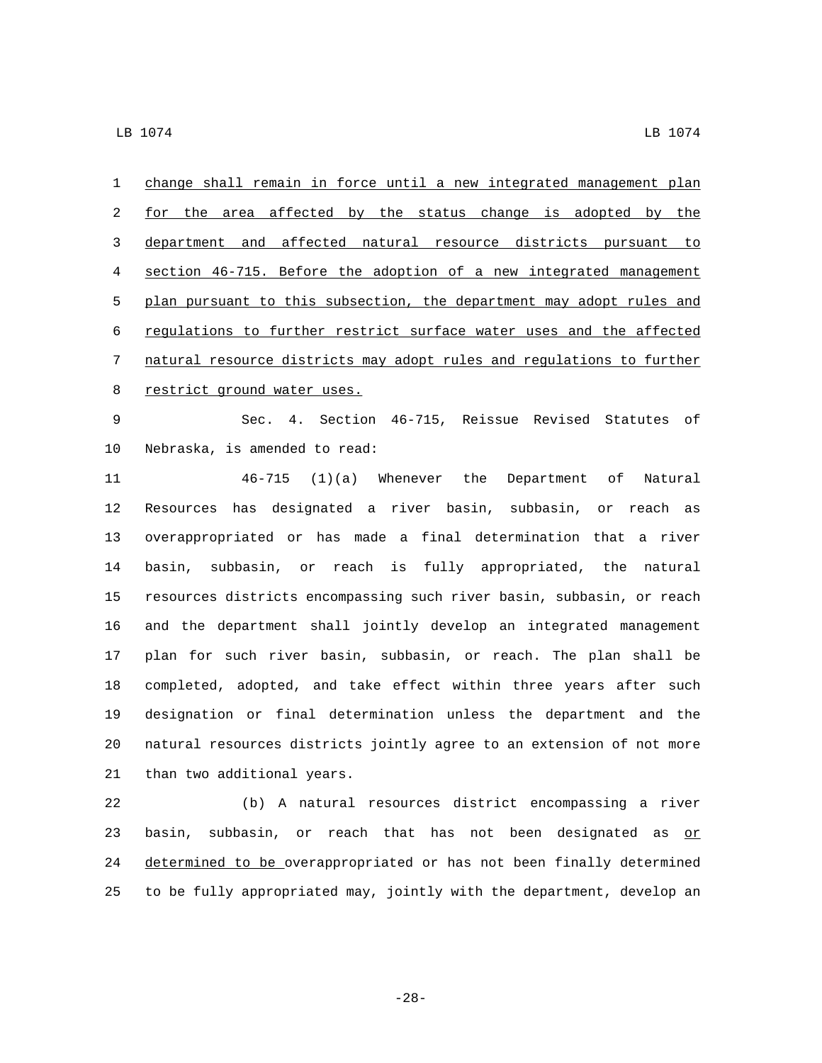change shall remain in force until a new integrated management plan for the area affected by the status change is adopted by the department and affected natural resource districts pursuant to section 46-715. Before the adoption of a new integrated management plan pursuant to this subsection, the department may adopt rules and regulations to further restrict surface water uses and the affected natural resource districts may adopt rules and regulations to further restrict ground water uses.

Sec. 4. Section 46-715, Reissue Revised Statutes of Nebraska, is amended to read:

46-715 (1)(a) Whenever the Department of Natural Resources has designated a river basin, subbasin, or reach as overappropriated or has made a final determination that a river basin, subbasin, or reach is fully appropriated, the natural resources districts encompassing such river basin, subbasin, or reach and the department shall jointly develop an integrated management plan for such river basin, subbasin, or reach. The plan shall be completed, adopted, and take effect within three years after such designation or final determination unless the department and the natural resources districts jointly agree to an extension of not more than two additional years.

(b) A natural resources district encompassing a river basin, subbasin, or reach that has not been designated as or determined to be overappropriated or has not been finally determined to be fully appropriated may, jointly with the department, develop an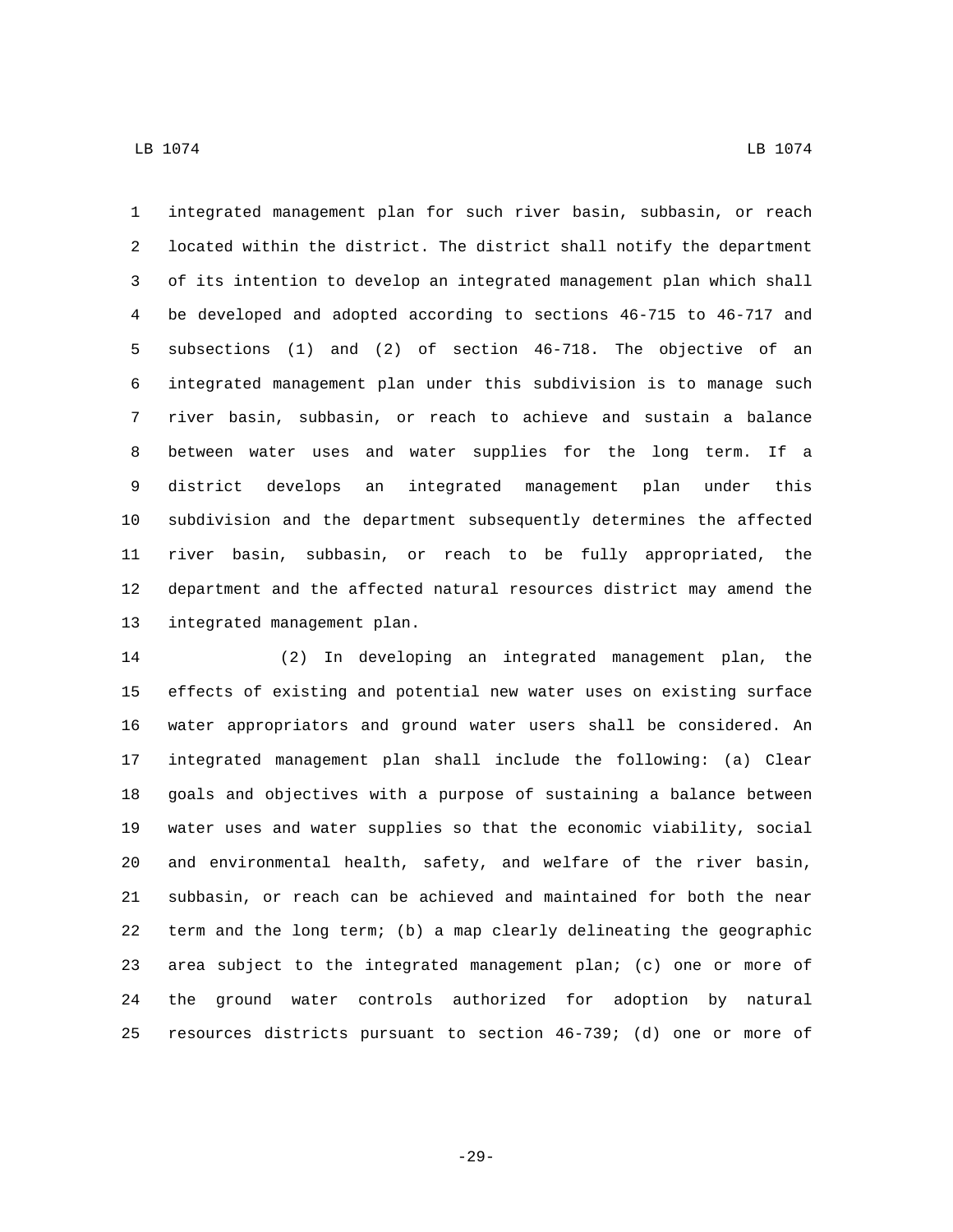integrated management plan for such river basin, subbasin, or reach located within the district. The district shall notify the department of its intention to develop an integrated management plan which shall be developed and adopted according to sections 46-715 to 46-717 and subsections (1) and (2) of section 46-718. The objective of an integrated management plan under this subdivision is to manage such river basin, subbasin, or reach to achieve and sustain a balance between water uses and water supplies for the long term. If a district develops an integrated management plan under this subdivision and the department subsequently determines the affected river basin, subbasin, or reach to be fully appropriated, the department and the affected natural resources district may amend the integrated management plan.

(2) In developing an integrated management plan, the effects of existing and potential new water uses on existing surface water appropriators and ground water users shall be considered. An integrated management plan shall include the following: (a) Clear goals and objectives with a purpose of sustaining a balance between water uses and water supplies so that the economic viability, social and environmental health, safety, and welfare of the river basin, subbasin, or reach can be achieved and maintained for both the near term and the long term; (b) a map clearly delineating the geographic area subject to the integrated management plan; (c) one or more of the ground water controls authorized for adoption by natural resources districts pursuant to section 46-739; (d) one or more of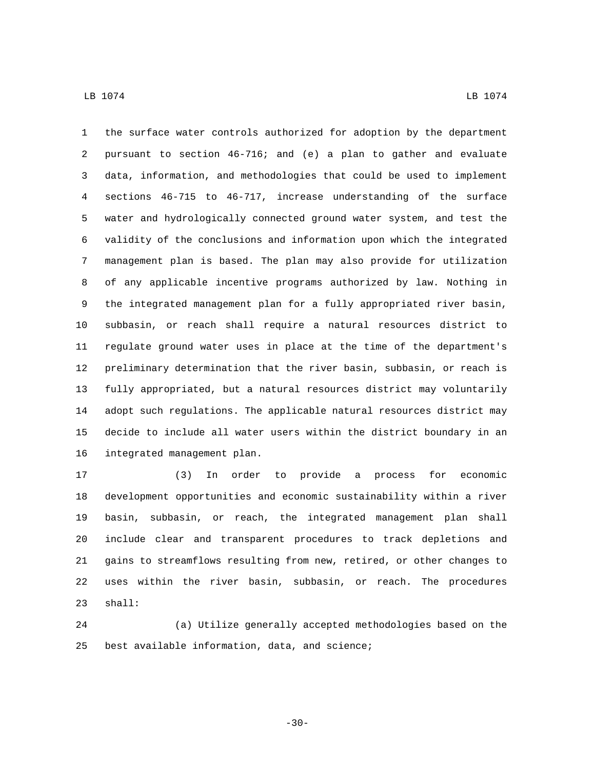the surface water controls authorized for adoption by the department pursuant to section 46-716; and (e) a plan to gather and evaluate data, information, and methodologies that could be used to implement sections 46-715 to 46-717, increase understanding of the surface water and hydrologically connected ground water system, and test the validity of the conclusions and information upon which the integrated management plan is based. The plan may also provide for utilization of any applicable incentive programs authorized by law. Nothing in the integrated management plan for a fully appropriated river basin, subbasin, or reach shall require a natural resources district to regulate ground water uses in place at the time of the department's preliminary determination that the river basin, subbasin, or reach is fully appropriated, but a natural resources district may voluntarily adopt such regulations. The applicable natural resources district may decide to include all water users within the district boundary in an integrated management plan.

(3) In order to provide a process for economic development opportunities and economic sustainability within a river basin, subbasin, or reach, the integrated management plan shall include clear and transparent procedures to track depletions and gains to streamflows resulting from new, retired, or other changes to uses within the river basin, subbasin, or reach. The procedures shall:

(a) Utilize generally accepted methodologies based on the best available information, data, and science;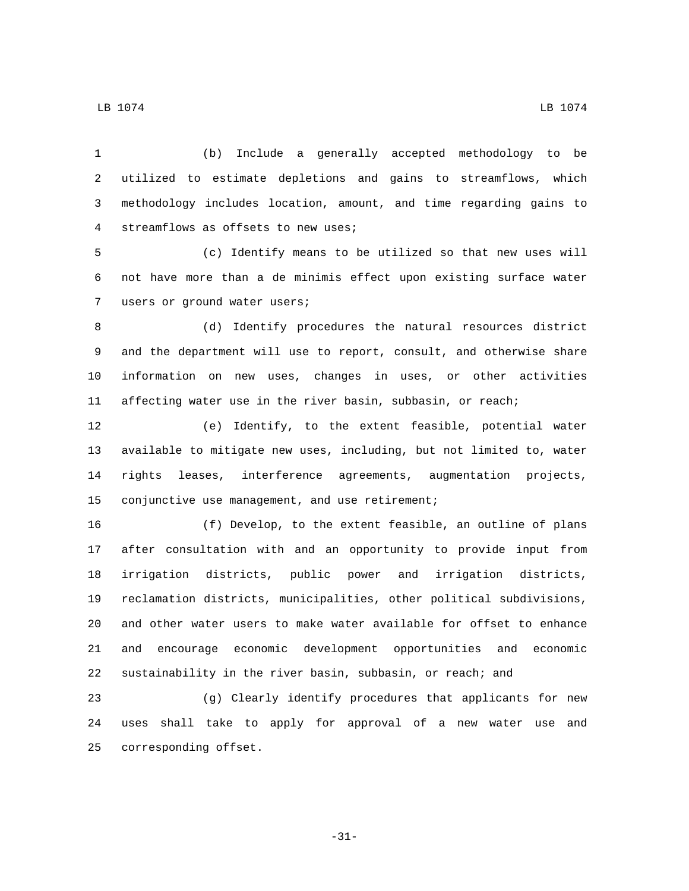(b) Include a generally accepted methodology to be utilized to estimate depletions and gains to streamflows, which methodology includes location, amount, and time regarding gains to streamflows as offsets to new uses;

(c) Identify means to be utilized so that new uses will not have more than a de minimis effect upon existing surface water users or ground water users;

(d) Identify procedures the natural resources district and the department will use to report, consult, and otherwise share information on new uses, changes in uses, or other activities affecting water use in the river basin, subbasin, or reach;

(e) Identify, to the extent feasible, potential water available to mitigate new uses, including, but not limited to, water rights leases, interference agreements, augmentation projects, conjunctive use management, and use retirement;

(f) Develop, to the extent feasible, an outline of plans after consultation with and an opportunity to provide input from irrigation districts, public power and irrigation districts, reclamation districts, municipalities, other political subdivisions, and other water users to make water available for offset to enhance and encourage economic development opportunities and economic sustainability in the river basin, subbasin, or reach; and

(g) Clearly identify procedures that applicants for new uses shall take to apply for approval of a new water use and corresponding offset.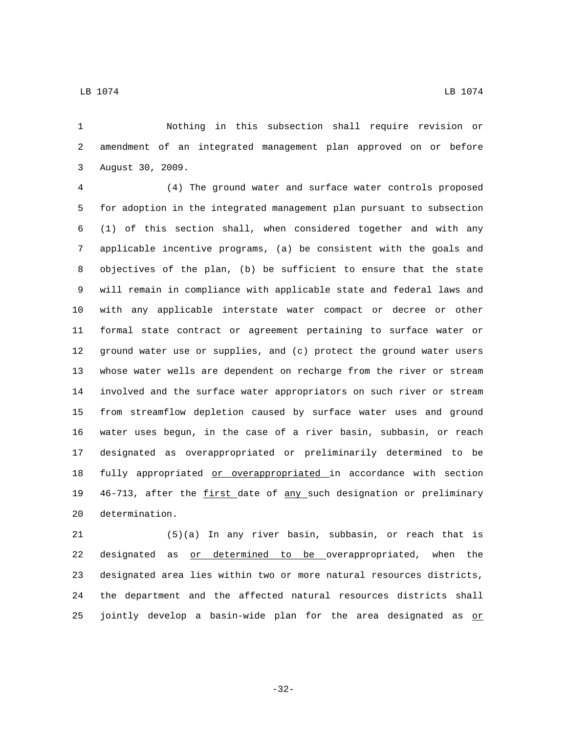Nothing in this subsection shall require revision or amendment of an integrated management plan approved on or before August 30, 2009.

(4) The ground water and surface water controls proposed for adoption in the integrated management plan pursuant to subsection (1) of this section shall, when considered together and with any applicable incentive programs, (a) be consistent with the goals and objectives of the plan, (b) be sufficient to ensure that the state will remain in compliance with applicable state and federal laws and with any applicable interstate water compact or decree or other formal state contract or agreement pertaining to surface water or ground water use or supplies, and (c) protect the ground water users whose water wells are dependent on recharge from the river or stream involved and the surface water appropriators on such river or stream from streamflow depletion caused by surface water uses and ground water uses begun, in the case of a river basin, subbasin, or reach designated as overappropriated or preliminarily determined to be fully appropriated <u>or overappropriated</u> in accordance with section 46-713, after the <u>first</u> date of <u>any</u> such designation or preliminary determination.

(5)(a) In any river basin, subbasin, or reach that is designated as <u>or determined to be</u> overappropriated, when the designated area lies within two or more natural resources districts, the department and the affected natural resources districts shall jointly develop a basin-wide plan for the area designated as <u>or</u>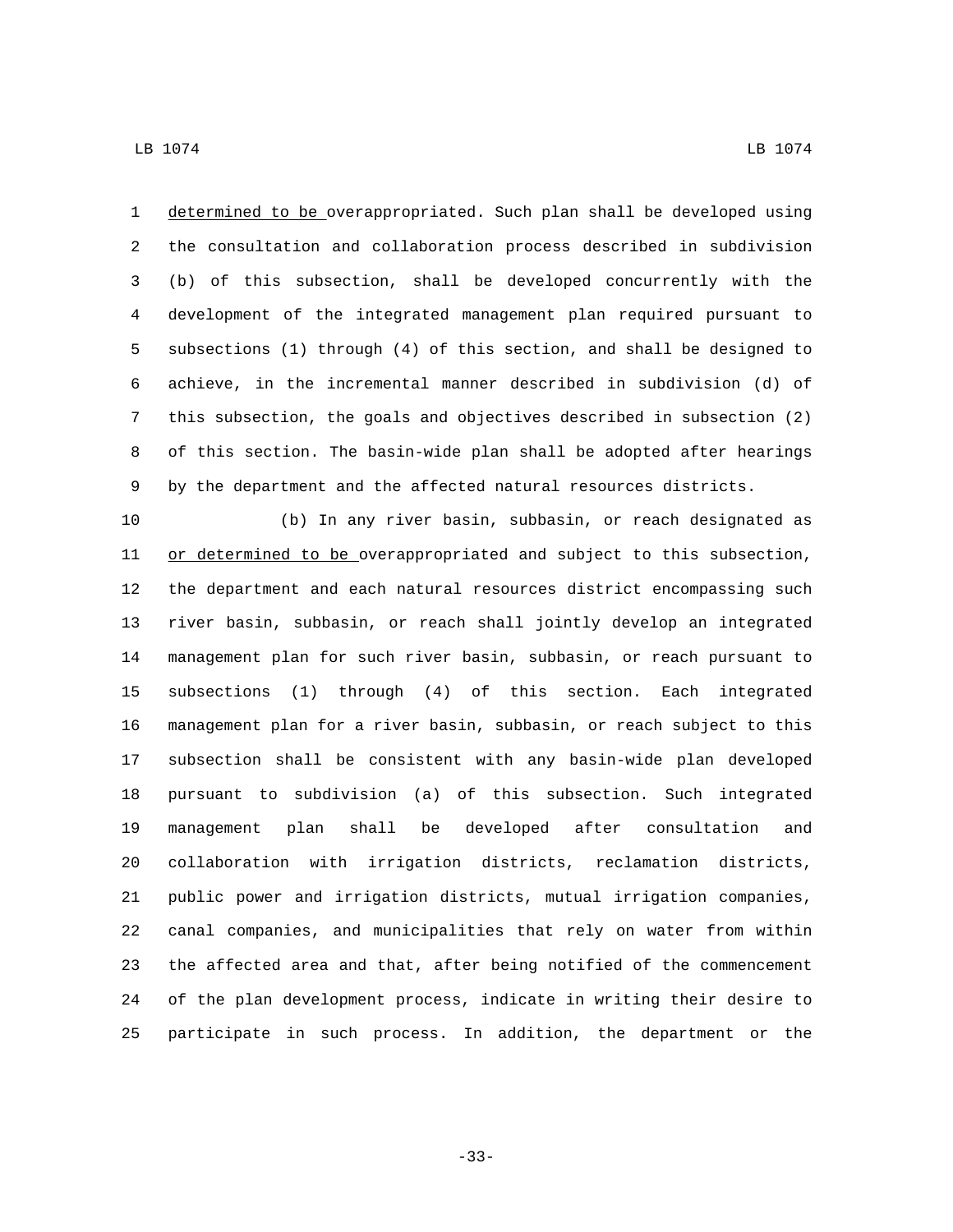determined to be overappropriated. Such plan shall be developed using the consultation and collaboration process described in subdivision (b) of this subsection, shall be developed concurrently with the development of the integrated management plan required pursuant to subsections (1) through (4) of this section, and shall be designed to achieve, in the incremental manner described in subdivision (d) of this subsection, the goals and objectives described in subsection (2) of this section. The basin-wide plan shall be adopted after hearings by the department and the affected natural resources districts.

(b) In any river basin, subbasin, or reach designated as or determined to be overappropriated and subject to this subsection, the department and each natural resources district encompassing such river basin, subbasin, or reach shall jointly develop an integrated management plan for such river basin, subbasin, or reach pursuant to subsections (1) through (4) of this section. Each integrated management plan for a river basin, subbasin, or reach subject to this subsection shall be consistent with any basin-wide plan developed pursuant to subdivision (a) of this subsection. Such integrated management plan shall be developed after consultation and collaboration with irrigation districts, reclamation districts, public power and irrigation districts, mutual irrigation companies, canal companies, and municipalities that rely on water from within the affected area and that, after being notified of the commencement of the plan development process, indicate in writing their desire to participate in such process. In addition, the department or the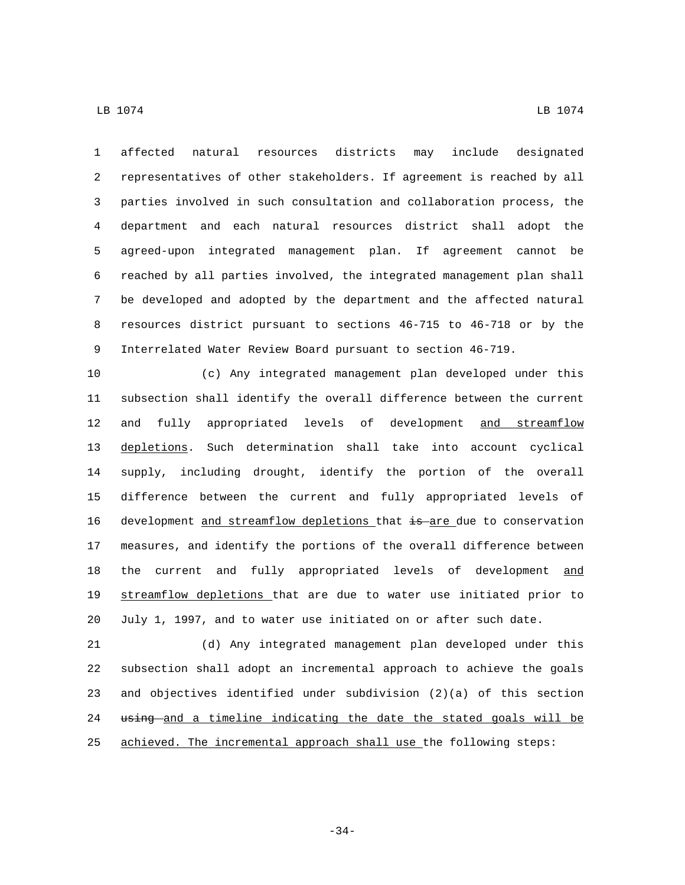affected natural resources districts may include designated representatives of other stakeholders. If agreement is reached by all parties involved in such consultation and collaboration process, the department and each natural resources district shall adopt the agreed-upon integrated management plan. If agreement cannot be reached by all parties involved, the integrated management plan shall be developed and adopted by the department and the affected natural resources district pursuant to sections 46-715 to 46-718 or by the Interrelated Water Review Board pursuant to section 46-719.

(c) Any integrated management plan developed under this subsection shall identify the overall difference between the current and fully appropriated levels of development <u>and streamflow depletions</u>. Such determination shall take into account cyclical supply, including drought, identify the portion of the overall difference between the current and fully appropriated levels of development <u>and streamflow depletions</u> that ~~is~~ <u>are</u> due to conservation measures, and identify the portions of the overall difference between the current and fully appropriated levels of development <u>and streamflow depletions</u> that are due to water use initiated prior to July 1, 1997, and to water use initiated on or after such date.

(d) Any integrated management plan developed under this subsection shall adopt an incremental approach to achieve the goals and objectives identified under subdivision (2)(a) of this section ~~using~~ <u>and a timeline indicating the date the stated goals will be achieved. The incremental approach shall use</u> the following steps: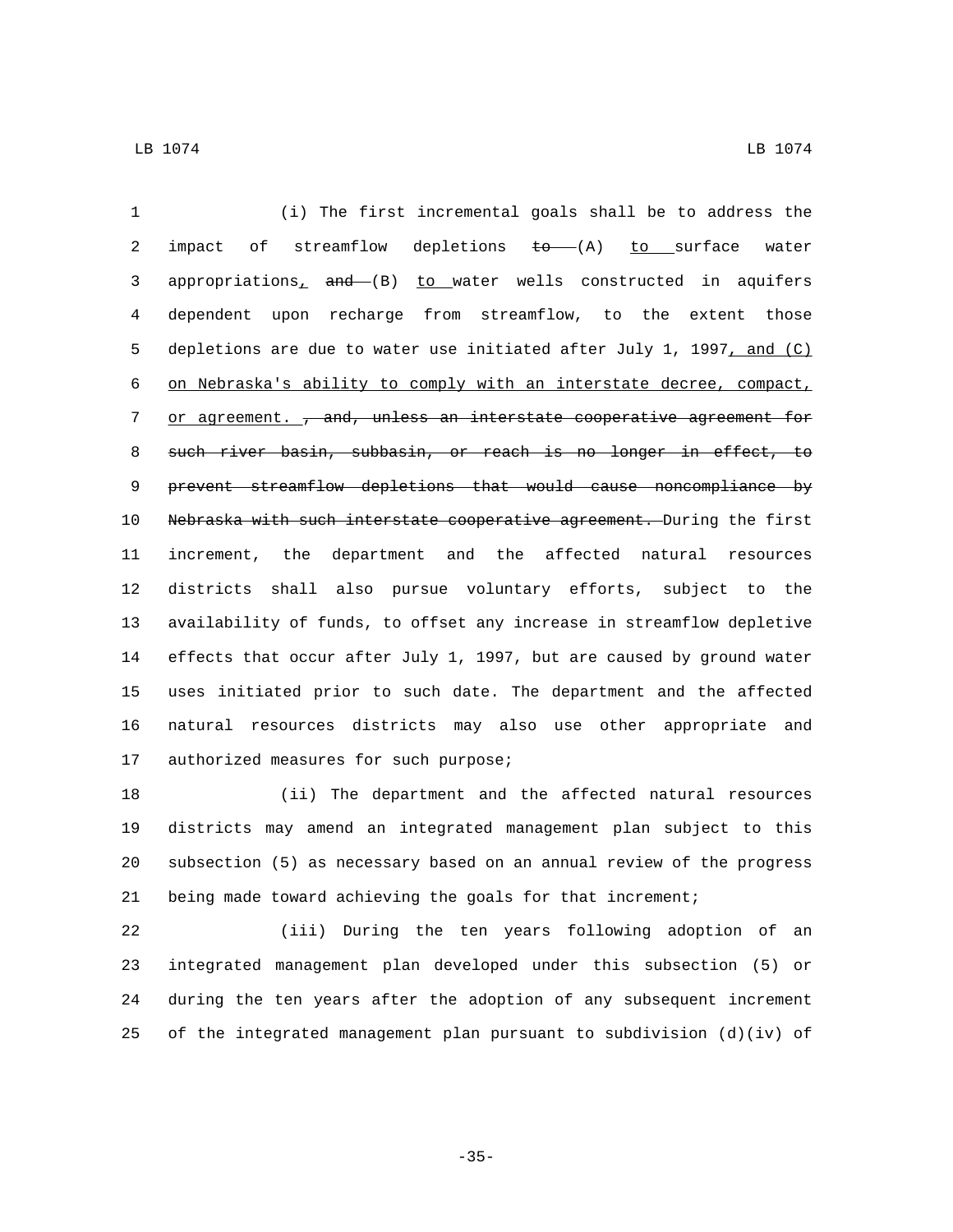(i) The first incremental goals shall be to address the impact of streamflow depletions ~~to~~ (A) to surface water appropriations, ~~and~~ (B) to water wells constructed in aquifers dependent upon recharge from streamflow, to the extent those depletions are due to water use initiated after July 1, 1997, and (C) on Nebraska's ability to comply with an interstate decree, compact, or agreement. ~~, and, unless an interstate cooperative agreement for such river basin, subbasin, or reach is no longer in effect, to prevent streamflow depletions that would cause noncompliance by Nebraska with such interstate cooperative agreement.~~ During the first increment, the department and the affected natural resources districts shall also pursue voluntary efforts, subject to the availability of funds, to offset any increase in streamflow depletive effects that occur after July 1, 1997, but are caused by ground water uses initiated prior to such date. The department and the affected natural resources districts may also use other appropriate and authorized measures for such purpose;

(ii) The department and the affected natural resources districts may amend an integrated management plan subject to this subsection (5) as necessary based on an annual review of the progress being made toward achieving the goals for that increment;

(iii) During the ten years following adoption of an integrated management plan developed under this subsection (5) or during the ten years after the adoption of any subsequent increment of the integrated management plan pursuant to subdivision (d)(iv) of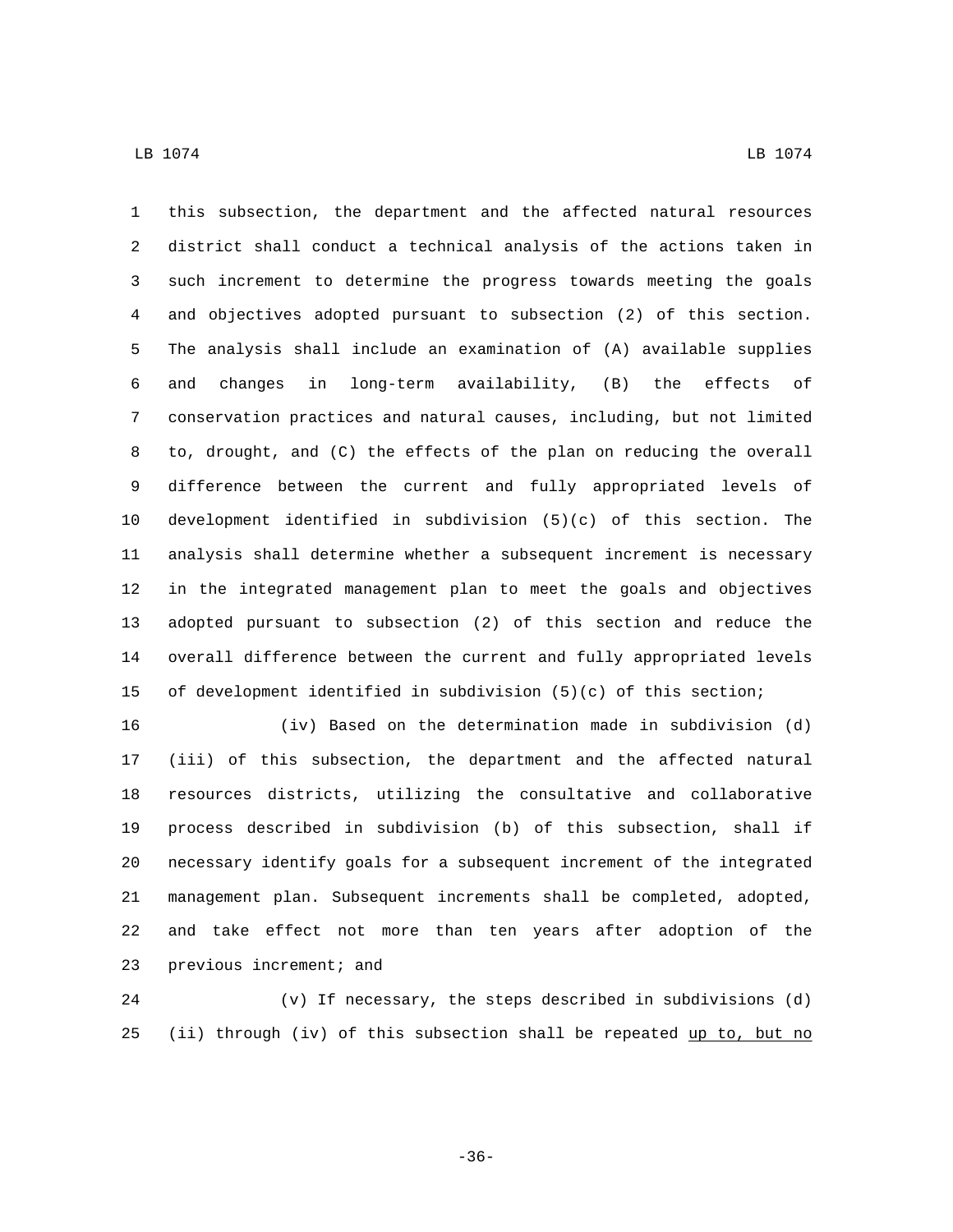this subsection, the department and the affected natural resources district shall conduct a technical analysis of the actions taken in such increment to determine the progress towards meeting the goals and objectives adopted pursuant to subsection (2) of this section. The analysis shall include an examination of (A) available supplies and changes in long-term availability, (B) the effects of conservation practices and natural causes, including, but not limited to, drought, and (C) the effects of the plan on reducing the overall difference between the current and fully appropriated levels of development identified in subdivision (5)(c) of this section. The analysis shall determine whether a subsequent increment is necessary in the integrated management plan to meet the goals and objectives adopted pursuant to subsection (2) of this section and reduce the overall difference between the current and fully appropriated levels of development identified in subdivision (5)(c) of this section;

(iv) Based on the determination made in subdivision (d)(iii) of this subsection, the department and the affected natural resources districts, utilizing the consultative and collaborative process described in subdivision (b) of this subsection, shall if necessary identify goals for a subsequent increment of the integrated management plan. Subsequent increments shall be completed, adopted, and take effect not more than ten years after adoption of the previous increment; and

(v) If necessary, the steps described in subdivisions (d)(ii) through (iv) of this subsection shall be repeated <u>up to, but no</u>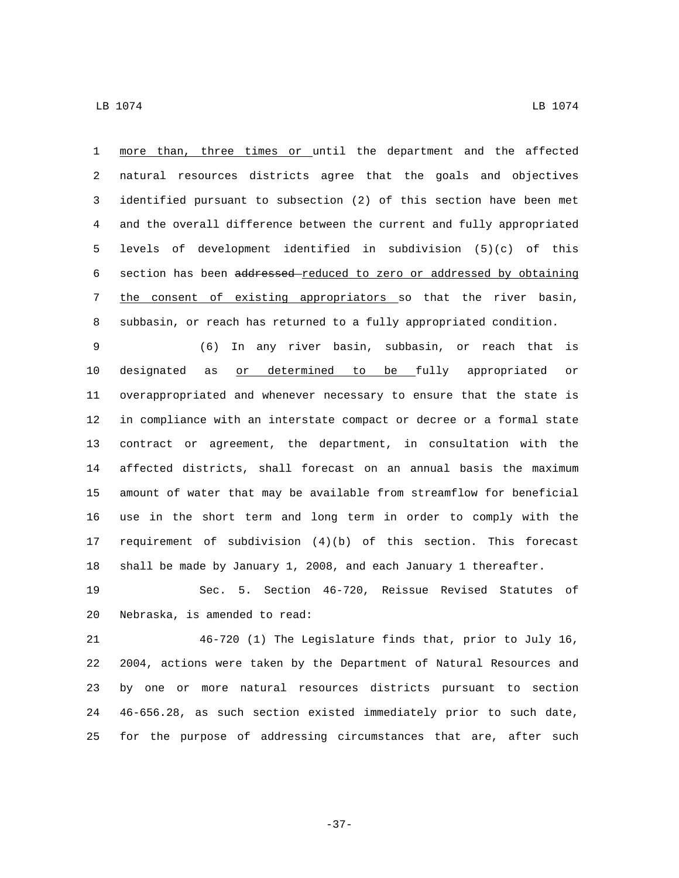more than, three times or until the department and the affected natural resources districts agree that the goals and objectives identified pursuant to subsection (2) of this section have been met and the overall difference between the current and fully appropriated levels of development identified in subdivision (5)(c) of this section has been ~~addressed~~ reduced to zero or addressed by obtaining the consent of existing appropriators so that the river basin, subbasin, or reach has returned to a fully appropriated condition.

(6) In any river basin, subbasin, or reach that is designated as or determined to be fully appropriated or overappropriated and whenever necessary to ensure that the state is in compliance with an interstate compact or decree or a formal state contract or agreement, the department, in consultation with the affected districts, shall forecast on an annual basis the maximum amount of water that may be available from streamflow for beneficial use in the short term and long term in order to comply with the requirement of subdivision (4)(b) of this section. This forecast shall be made by January 1, 2008, and each January 1 thereafter.

Sec. 5. Section 46-720, Reissue Revised Statutes of Nebraska, is amended to read:

46-720 (1) The Legislature finds that, prior to July 16, 2004, actions were taken by the Department of Natural Resources and by one or more natural resources districts pursuant to section 46-656.28, as such section existed immediately prior to such date, for the purpose of addressing circumstances that are, after such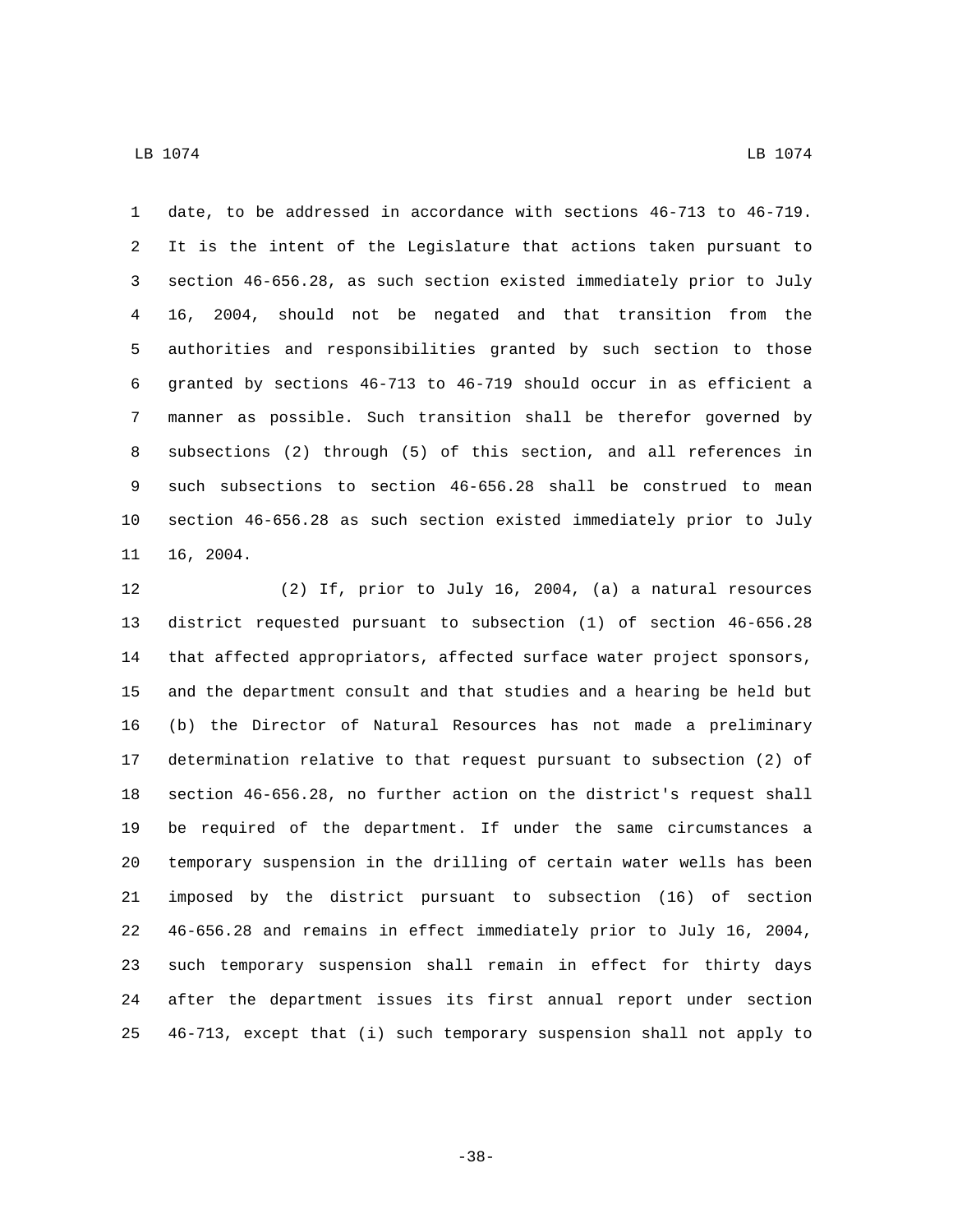date, to be addressed in accordance with sections 46-713 to 46-719. It is the intent of the Legislature that actions taken pursuant to section 46-656.28, as such section existed immediately prior to July 16, 2004, should not be negated and that transition from the authorities and responsibilities granted by such section to those granted by sections 46-713 to 46-719 should occur in as efficient a manner as possible. Such transition shall be therefor governed by subsections (2) through (5) of this section, and all references in such subsections to section 46-656.28 shall be construed to mean section 46-656.28 as such section existed immediately prior to July 16, 2004.

(2) If, prior to July 16, 2004, (a) a natural resources district requested pursuant to subsection (1) of section 46-656.28 that affected appropriators, affected surface water project sponsors, and the department consult and that studies and a hearing be held but (b) the Director of Natural Resources has not made a preliminary determination relative to that request pursuant to subsection (2) of section 46-656.28, no further action on the district's request shall be required of the department. If under the same circumstances a temporary suspension in the drilling of certain water wells has been imposed by the district pursuant to subsection (16) of section 46-656.28 and remains in effect immediately prior to July 16, 2004, such temporary suspension shall remain in effect for thirty days after the department issues its first annual report under section 46-713, except that (i) such temporary suspension shall not apply to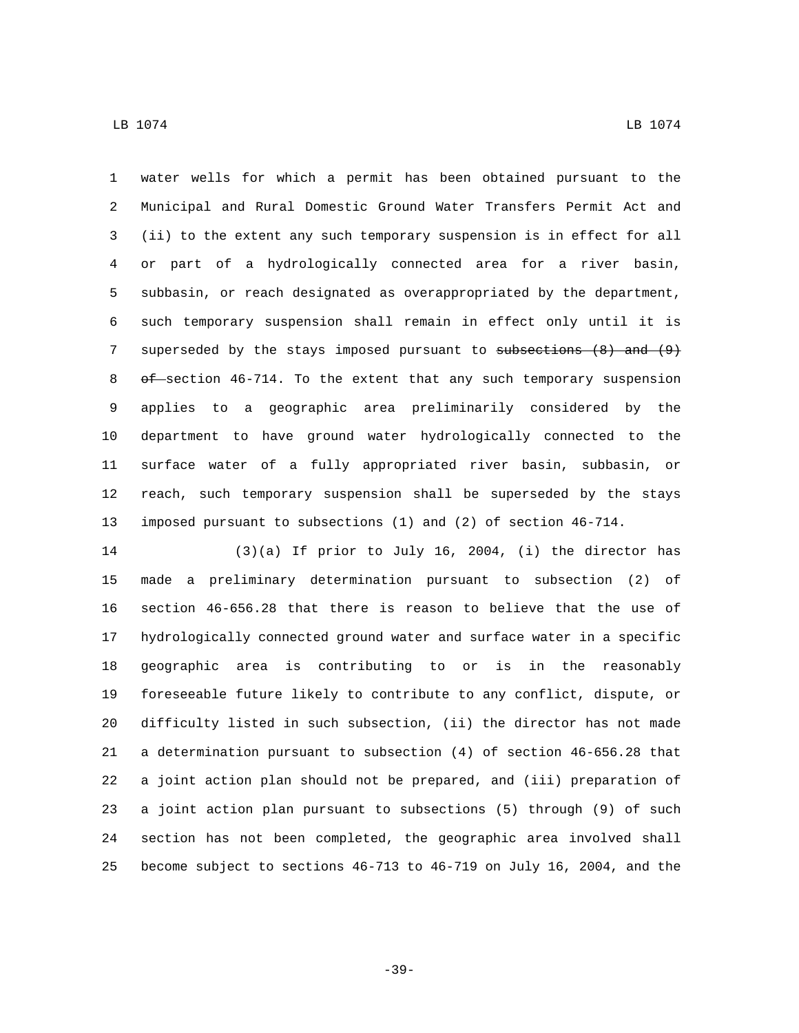water wells for which a permit has been obtained pursuant to the Municipal and Rural Domestic Ground Water Transfers Permit Act and (ii) to the extent any such temporary suspension is in effect for all or part of a hydrologically connected area for a river basin, subbasin, or reach designated as overappropriated by the department, such temporary suspension shall remain in effect only until it is superseded by the stays imposed pursuant to ~~subsections (8) and (9) of~~ section 46-714. To the extent that any such temporary suspension applies to a geographic area preliminarily considered by the department to have ground water hydrologically connected to the surface water of a fully appropriated river basin, subbasin, or reach, such temporary suspension shall be superseded by the stays imposed pursuant to subsections (1) and (2) of section 46-714.

(3)(a) If prior to July 16, 2004, (i) the director has made a preliminary determination pursuant to subsection (2) of section 46-656.28 that there is reason to believe that the use of hydrologically connected ground water and surface water in a specific geographic area is contributing to or is in the reasonably foreseeable future likely to contribute to any conflict, dispute, or difficulty listed in such subsection, (ii) the director has not made a determination pursuant to subsection (4) of section 46-656.28 that a joint action plan should not be prepared, and (iii) preparation of a joint action plan pursuant to subsections (5) through (9) of such section has not been completed, the geographic area involved shall become subject to sections 46-713 to 46-719 on July 16, 2004, and the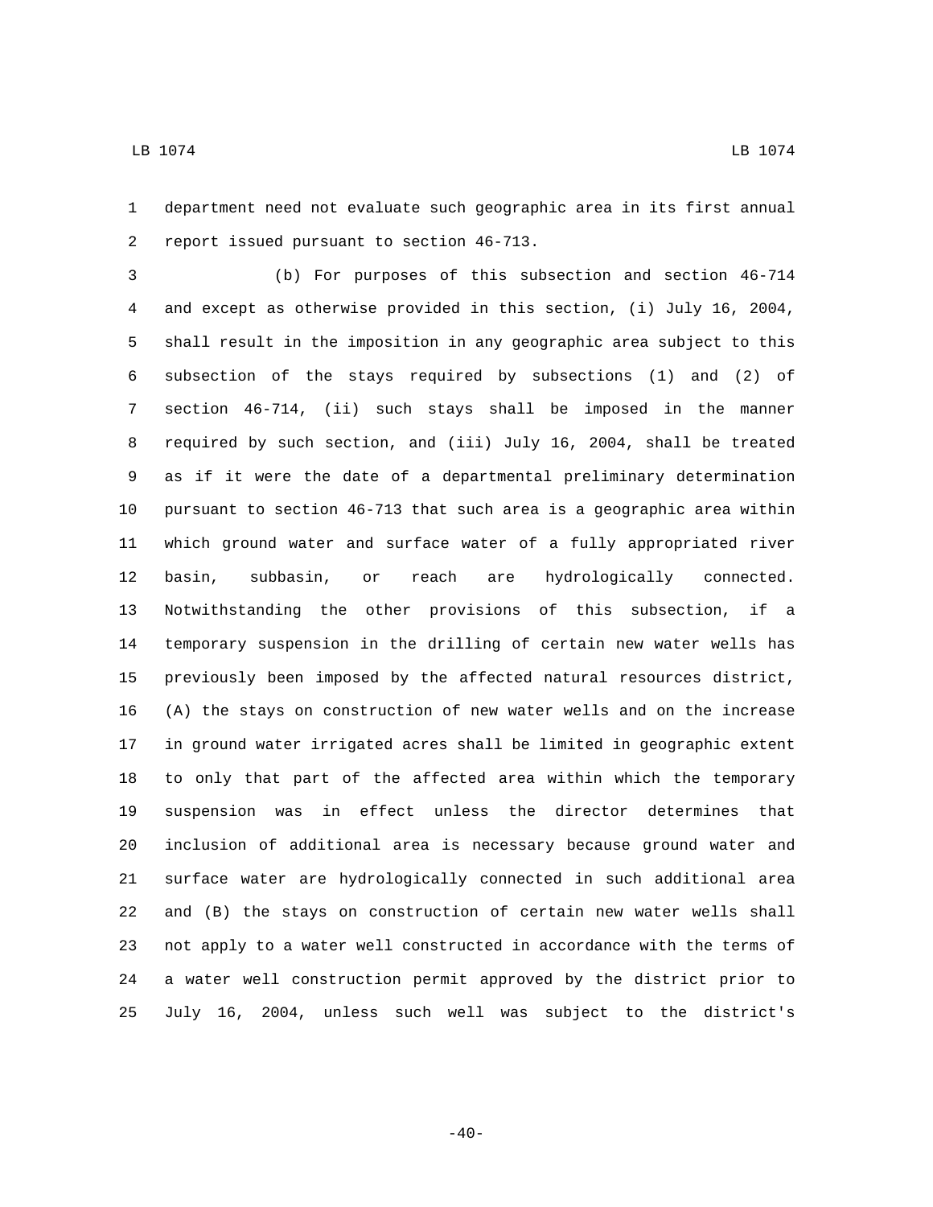department need not evaluate such geographic area in its first annual report issued pursuant to section 46-713.

(b) For purposes of this subsection and section 46-714 and except as otherwise provided in this section, (i) July 16, 2004, shall result in the imposition in any geographic area subject to this subsection of the stays required by subsections (1) and (2) of section 46-714, (ii) such stays shall be imposed in the manner required by such section, and (iii) July 16, 2004, shall be treated as if it were the date of a departmental preliminary determination pursuant to section 46-713 that such area is a geographic area within which ground water and surface water of a fully appropriated river basin, subbasin, or reach are hydrologically connected. Notwithstanding the other provisions of this subsection, if a temporary suspension in the drilling of certain new water wells has previously been imposed by the affected natural resources district, (A) the stays on construction of new water wells and on the increase in ground water irrigated acres shall be limited in geographic extent to only that part of the affected area within which the temporary suspension was in effect unless the director determines that inclusion of additional area is necessary because ground water and surface water are hydrologically connected in such additional area and (B) the stays on construction of certain new water wells shall not apply to a water well constructed in accordance with the terms of a water well construction permit approved by the district prior to July 16, 2004, unless such well was subject to the district's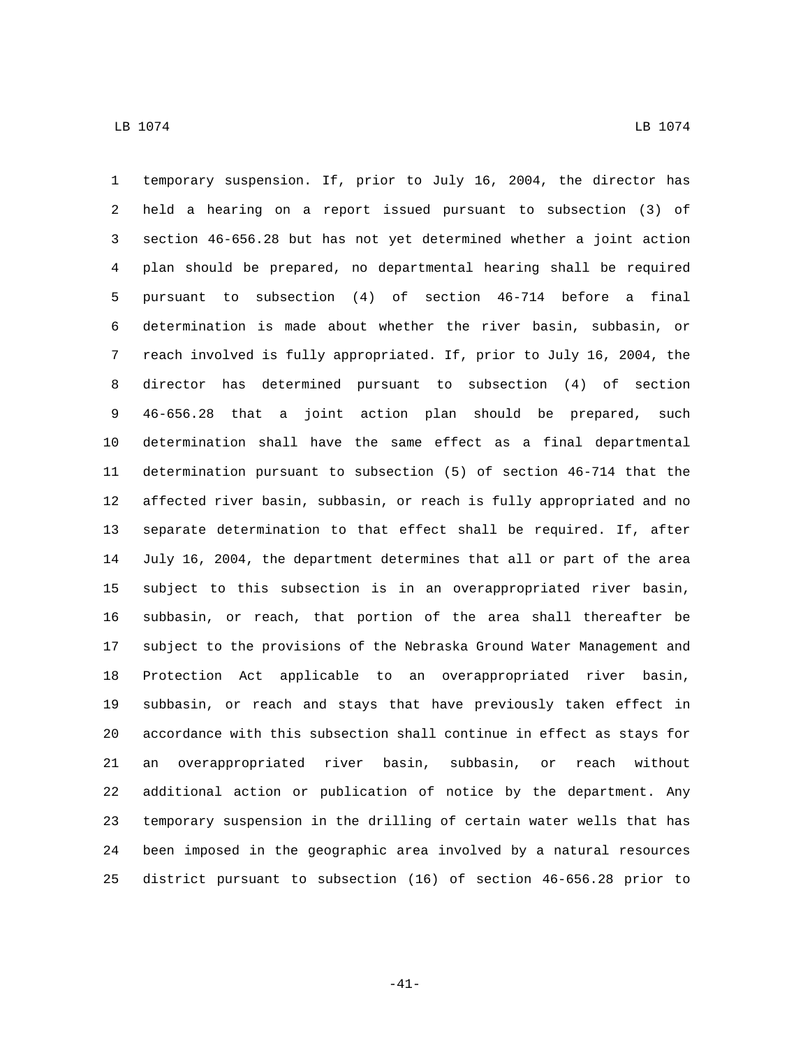temporary suspension. If, prior to July 16, 2004, the director has held a hearing on a report issued pursuant to subsection (3) of section 46-656.28 but has not yet determined whether a joint action plan should be prepared, no departmental hearing shall be required pursuant to subsection (4) of section 46-714 before a final determination is made about whether the river basin, subbasin, or reach involved is fully appropriated. If, prior to July 16, 2004, the director has determined pursuant to subsection (4) of section 46-656.28 that a joint action plan should be prepared, such determination shall have the same effect as a final departmental determination pursuant to subsection (5) of section 46-714 that the affected river basin, subbasin, or reach is fully appropriated and no separate determination to that effect shall be required. If, after July 16, 2004, the department determines that all or part of the area subject to this subsection is in an overappropriated river basin, subbasin, or reach, that portion of the area shall thereafter be subject to the provisions of the Nebraska Ground Water Management and Protection Act applicable to an overappropriated river basin, subbasin, or reach and stays that have previously taken effect in accordance with this subsection shall continue in effect as stays for an overappropriated river basin, subbasin, or reach without additional action or publication of notice by the department. Any temporary suspension in the drilling of certain water wells that has been imposed in the geographic area involved by a natural resources district pursuant to subsection (16) of section 46-656.28 prior to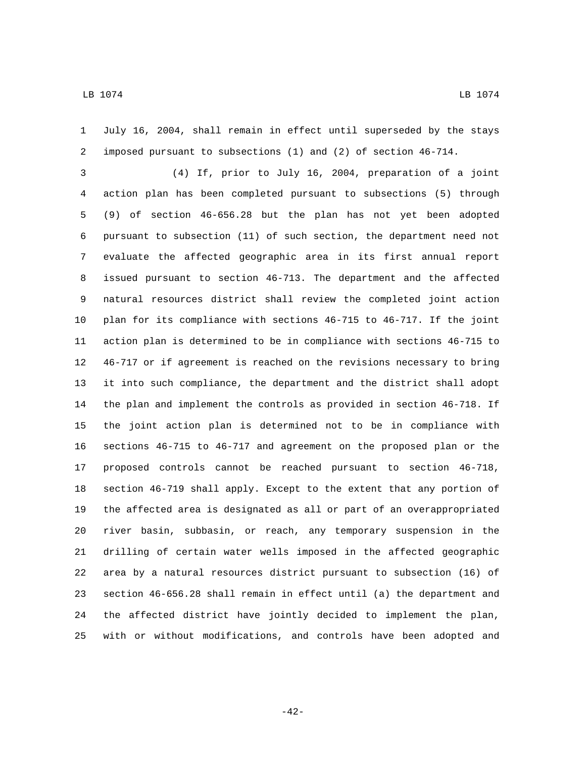July 16, 2004, shall remain in effect until superseded by the stays imposed pursuant to subsections (1) and (2) of section 46-714.

(4) If, prior to July 16, 2004, preparation of a joint action plan has been completed pursuant to subsections (5) through (9) of section 46-656.28 but the plan has not yet been adopted pursuant to subsection (11) of such section, the department need not evaluate the affected geographic area in its first annual report issued pursuant to section 46-713. The department and the affected natural resources district shall review the completed joint action plan for its compliance with sections 46-715 to 46-717. If the joint action plan is determined to be in compliance with sections 46-715 to 46-717 or if agreement is reached on the revisions necessary to bring it into such compliance, the department and the district shall adopt the plan and implement the controls as provided in section 46-718. If the joint action plan is determined not to be in compliance with sections 46-715 to 46-717 and agreement on the proposed plan or the proposed controls cannot be reached pursuant to section 46-718, section 46-719 shall apply. Except to the extent that any portion of the affected area is designated as all or part of an overappropriated river basin, subbasin, or reach, any temporary suspension in the drilling of certain water wells imposed in the affected geographic area by a natural resources district pursuant to subsection (16) of section 46-656.28 shall remain in effect until (a) the department and the affected district have jointly decided to implement the plan, with or without modifications, and controls have been adopted and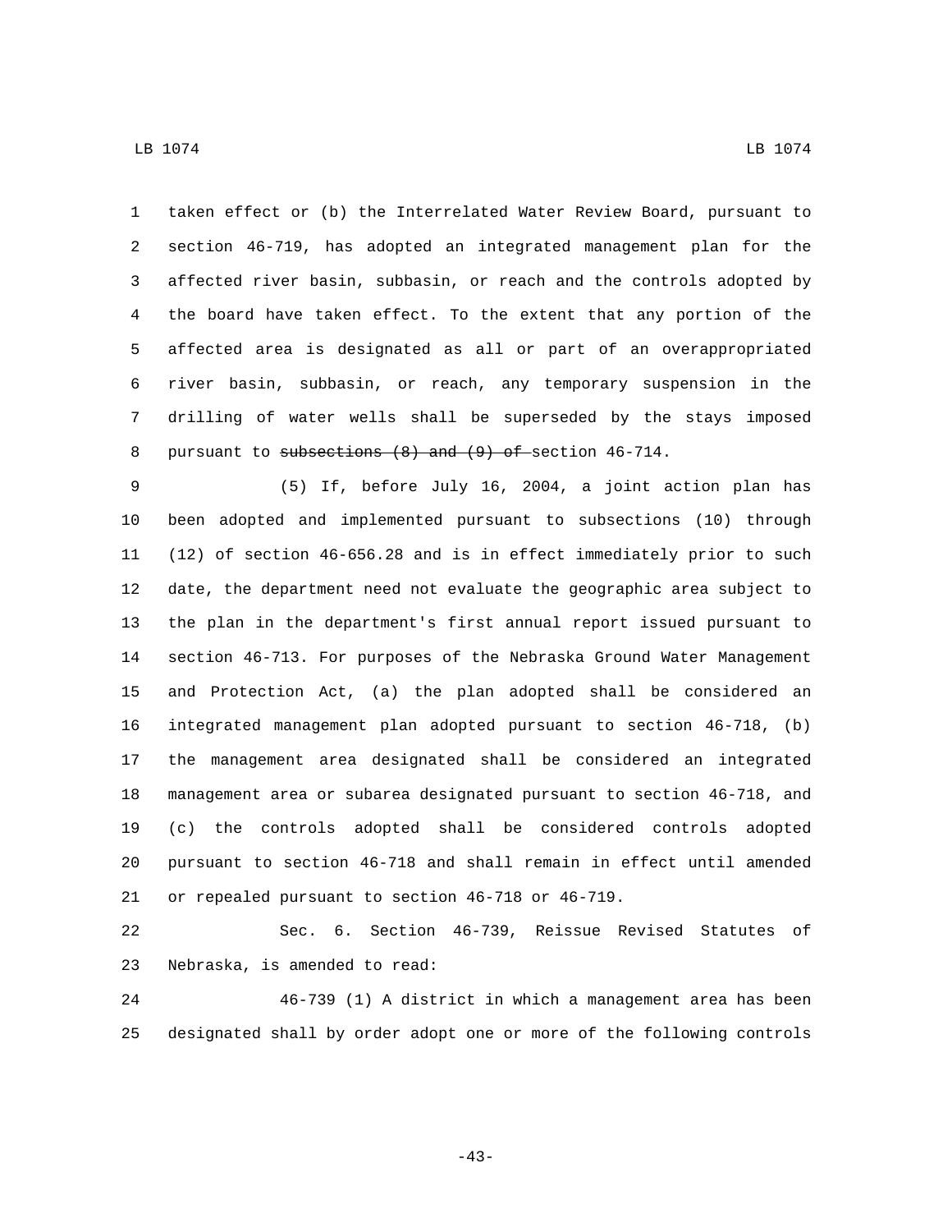taken effect or (b) the Interrelated Water Review Board, pursuant to section 46-719, has adopted an integrated management plan for the affected river basin, subbasin, or reach and the controls adopted by the board have taken effect. To the extent that any portion of the affected area is designated as all or part of an overappropriated river basin, subbasin, or reach, any temporary suspension in the drilling of water wells shall be superseded by the stays imposed pursuant to ~~subsections (8) and (9) of~~ section 46-714.

(5) If, before July 16, 2004, a joint action plan has been adopted and implemented pursuant to subsections (10) through (12) of section 46-656.28 and is in effect immediately prior to such date, the department need not evaluate the geographic area subject to the plan in the department's first annual report issued pursuant to section 46-713. For purposes of the Nebraska Ground Water Management and Protection Act, (a) the plan adopted shall be considered an integrated management plan adopted pursuant to section 46-718, (b) the management area designated shall be considered an integrated management area or subarea designated pursuant to section 46-718, and (c) the controls adopted shall be considered controls adopted pursuant to section 46-718 and shall remain in effect until amended or repealed pursuant to section 46-718 or 46-719.

Sec. 6. Section 46-739, Reissue Revised Statutes of Nebraska, is amended to read:

46-739 (1) A district in which a management area has been designated shall by order adopt one or more of the following controls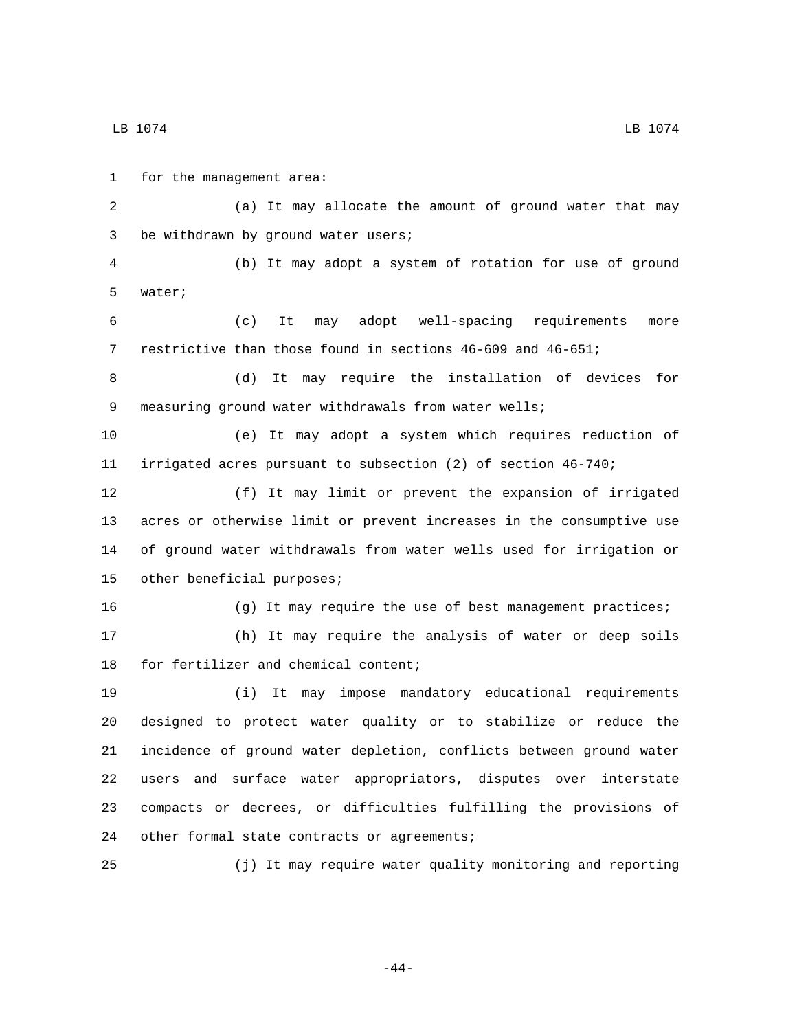for the management area:

(a) It may allocate the amount of ground water that may be withdrawn by ground water users;

(b) It may adopt a system of rotation for use of ground water;

(c) It may adopt well-spacing requirements more restrictive than those found in sections 46-609 and 46-651;

(d) It may require the installation of devices for measuring ground water withdrawals from water wells;

(e) It may adopt a system which requires reduction of irrigated acres pursuant to subsection (2) of section 46-740;

(f) It may limit or prevent the expansion of irrigated acres or otherwise limit or prevent increases in the consumptive use of ground water withdrawals from water wells used for irrigation or other beneficial purposes;

(g) It may require the use of best management practices;

(h) It may require the analysis of water or deep soils for fertilizer and chemical content;

(i) It may impose mandatory educational requirements designed to protect water quality or to stabilize or reduce the incidence of ground water depletion, conflicts between ground water users and surface water appropriators, disputes over interstate compacts or decrees, or difficulties fulfilling the provisions of other formal state contracts or agreements;

(j) It may require water quality monitoring and reporting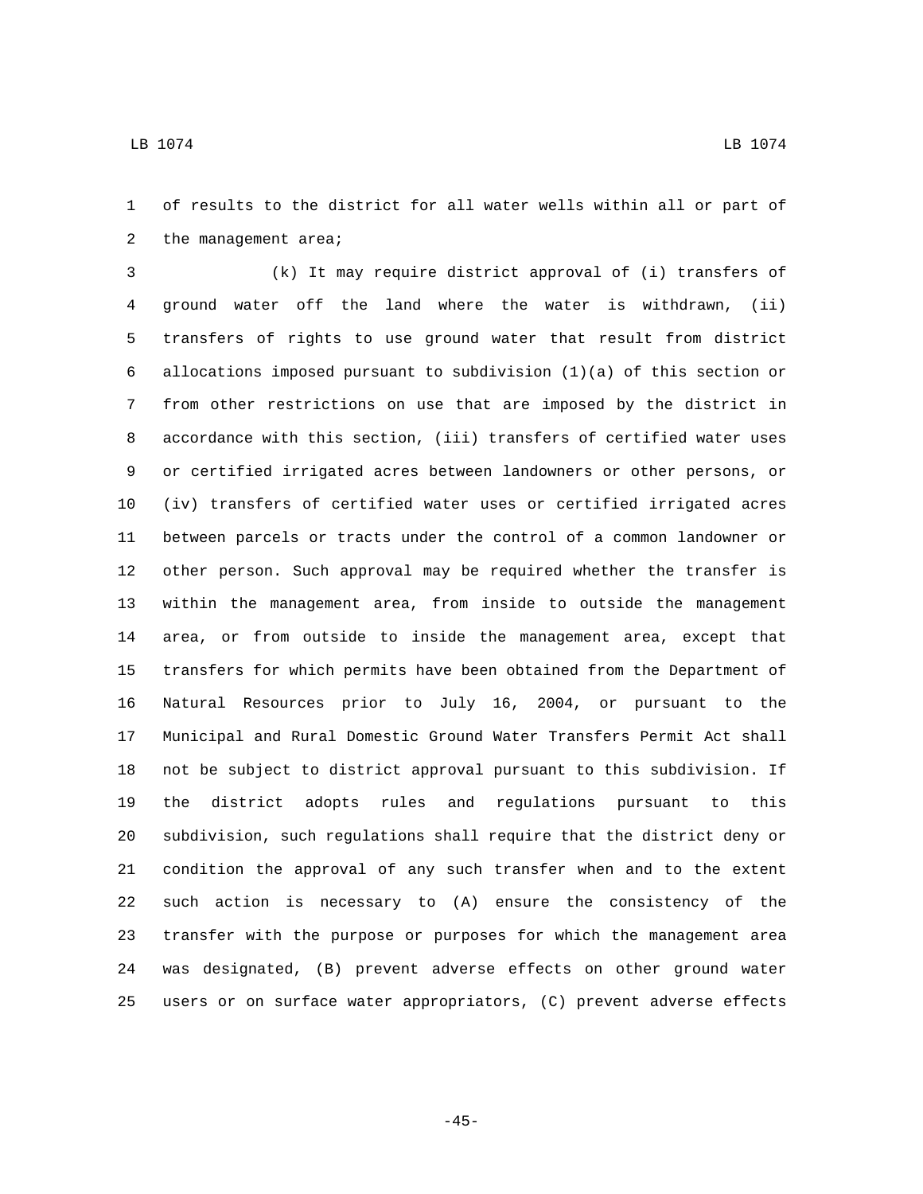of results to the district for all water wells within all or part of the management area;

(k) It may require district approval of (i) transfers of ground water off the land where the water is withdrawn, (ii) transfers of rights to use ground water that result from district allocations imposed pursuant to subdivision (1)(a) of this section or from other restrictions on use that are imposed by the district in accordance with this section, (iii) transfers of certified water uses or certified irrigated acres between landowners or other persons, or (iv) transfers of certified water uses or certified irrigated acres between parcels or tracts under the control of a common landowner or other person. Such approval may be required whether the transfer is within the management area, from inside to outside the management area, or from outside to inside the management area, except that transfers for which permits have been obtained from the Department of Natural Resources prior to July 16, 2004, or pursuant to the Municipal and Rural Domestic Ground Water Transfers Permit Act shall not be subject to district approval pursuant to this subdivision. If the district adopts rules and regulations pursuant to this subdivision, such regulations shall require that the district deny or condition the approval of any such transfer when and to the extent such action is necessary to (A) ensure the consistency of the transfer with the purpose or purposes for which the management area was designated, (B) prevent adverse effects on other ground water users or on surface water appropriators, (C) prevent adverse effects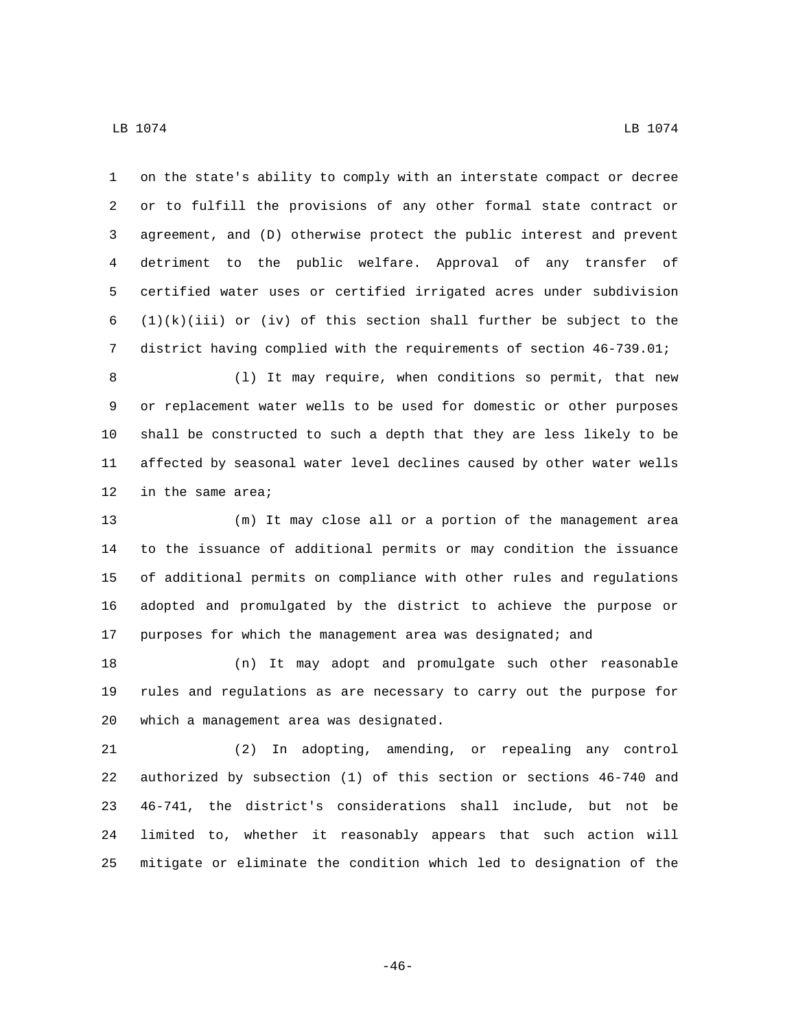on the state's ability to comply with an interstate compact or decree or to fulfill the provisions of any other formal state contract or agreement, and (D) otherwise protect the public interest and prevent detriment to the public welfare. Approval of any transfer of certified water uses or certified irrigated acres under subdivision (1)(k)(iii) or (iv) of this section shall further be subject to the district having complied with the requirements of section 46-739.01;

(l) It may require, when conditions so permit, that new or replacement water wells to be used for domestic or other purposes shall be constructed to such a depth that they are less likely to be affected by seasonal water level declines caused by other water wells in the same area;

(m) It may close all or a portion of the management area to the issuance of additional permits or may condition the issuance of additional permits on compliance with other rules and regulations adopted and promulgated by the district to achieve the purpose or purposes for which the management area was designated; and

(n) It may adopt and promulgate such other reasonable rules and regulations as are necessary to carry out the purpose for which a management area was designated.

(2) In adopting, amending, or repealing any control authorized by subsection (1) of this section or sections 46-740 and 46-741, the district's considerations shall include, but not be limited to, whether it reasonably appears that such action will mitigate or eliminate the condition which led to designation of the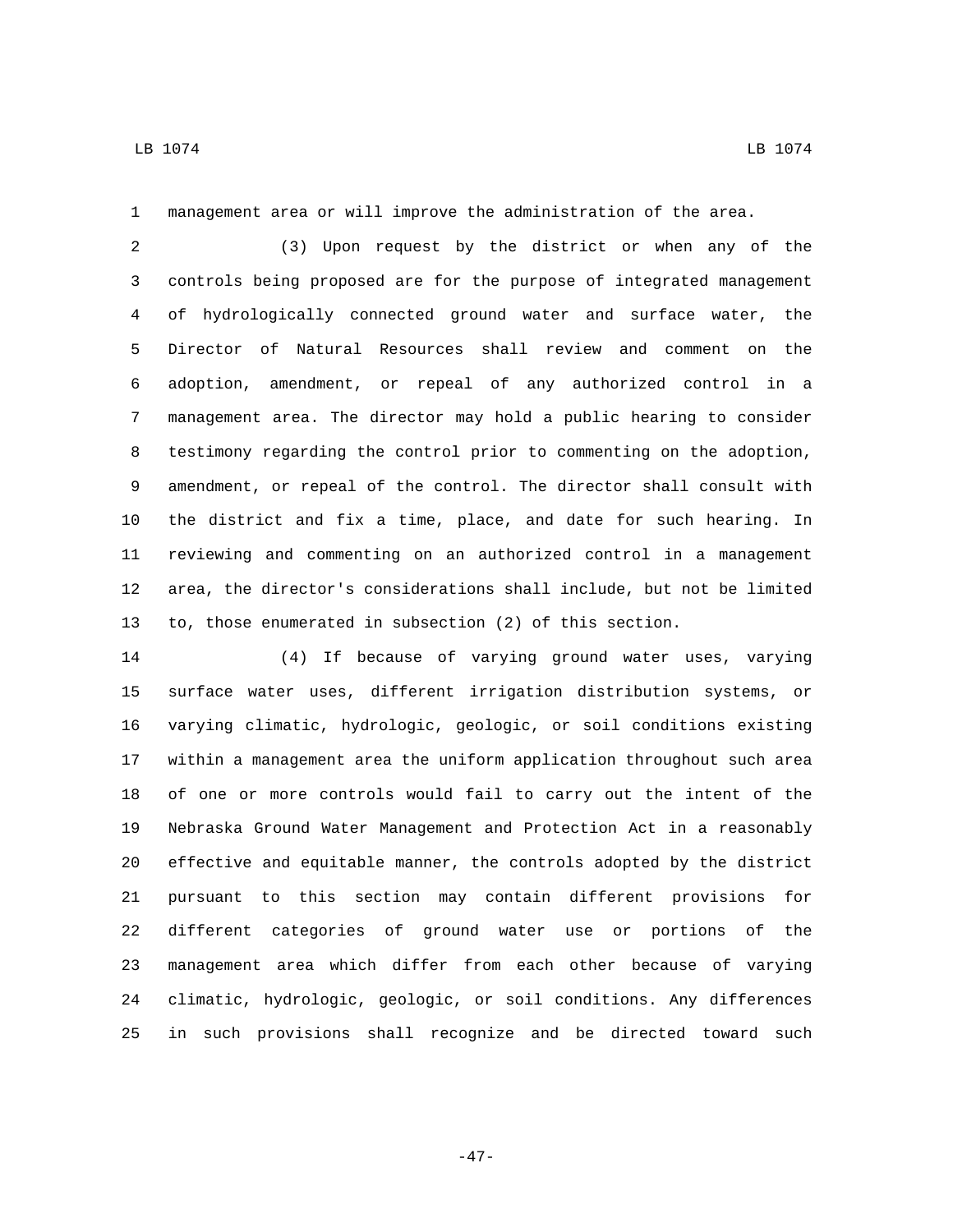management area or will improve the administration of the area.

(3) Upon request by the district or when any of the controls being proposed are for the purpose of integrated management of hydrologically connected ground water and surface water, the Director of Natural Resources shall review and comment on the adoption, amendment, or repeal of any authorized control in a management area. The director may hold a public hearing to consider testimony regarding the control prior to commenting on the adoption, amendment, or repeal of the control. The director shall consult with the district and fix a time, place, and date for such hearing. In reviewing and commenting on an authorized control in a management area, the director's considerations shall include, but not be limited to, those enumerated in subsection (2) of this section.

(4) If because of varying ground water uses, varying surface water uses, different irrigation distribution systems, or varying climatic, hydrologic, geologic, or soil conditions existing within a management area the uniform application throughout such area of one or more controls would fail to carry out the intent of the Nebraska Ground Water Management and Protection Act in a reasonably effective and equitable manner, the controls adopted by the district pursuant to this section may contain different provisions for different categories of ground water use or portions of the management area which differ from each other because of varying climatic, hydrologic, geologic, or soil conditions. Any differences in such provisions shall recognize and be directed toward such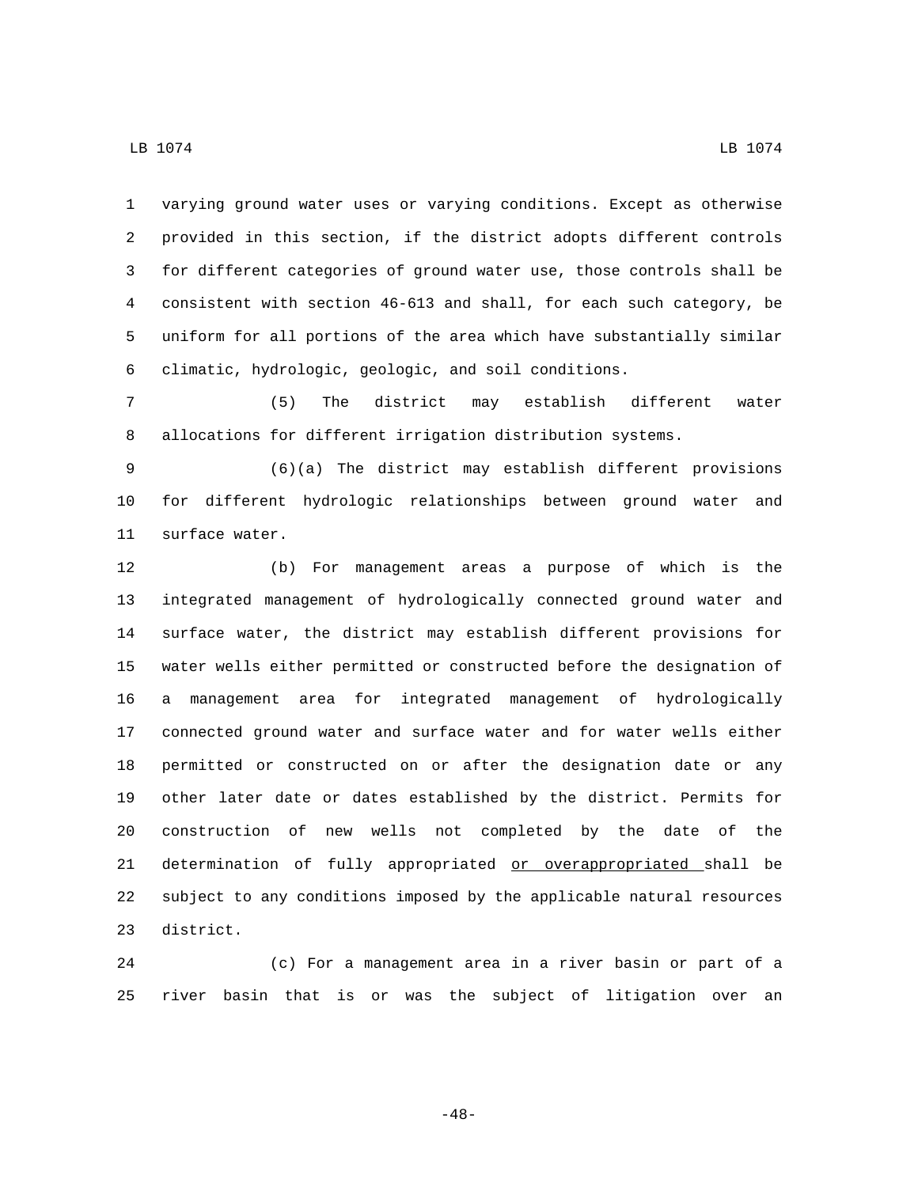varying ground water uses or varying conditions. Except as otherwise provided in this section, if the district adopts different controls for different categories of ground water use, those controls shall be consistent with section 46-613 and shall, for each such category, be uniform for all portions of the area which have substantially similar climatic, hydrologic, geologic, and soil conditions.

(5) The district may establish different water allocations for different irrigation distribution systems.

(6)(a) The district may establish different provisions for different hydrologic relationships between ground water and surface water.

(b) For management areas a purpose of which is the integrated management of hydrologically connected ground water and surface water, the district may establish different provisions for water wells either permitted or constructed before the designation of a management area for integrated management of hydrologically connected ground water and surface water and for water wells either permitted or constructed on or after the designation date or any other later date or dates established by the district. Permits for construction of new wells not completed by the date of the determination of fully appropriated <u>or overappropriated</u> shall be subject to any conditions imposed by the applicable natural resources district.

(c) For a management area in a river basin or part of a river basin that is or was the subject of litigation over an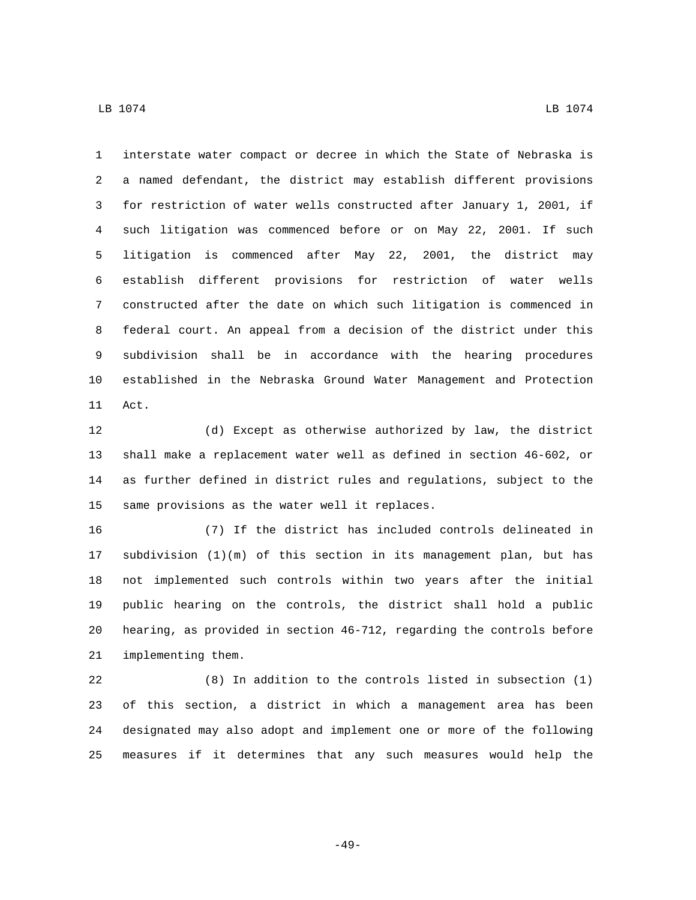interstate water compact or decree in which the State of Nebraska is a named defendant, the district may establish different provisions for restriction of water wells constructed after January 1, 2001, if such litigation was commenced before or on May 22, 2001. If such litigation is commenced after May 22, 2001, the district may establish different provisions for restriction of water wells constructed after the date on which such litigation is commenced in federal court. An appeal from a decision of the district under this subdivision shall be in accordance with the hearing procedures established in the Nebraska Ground Water Management and Protection Act.

(d) Except as otherwise authorized by law, the district shall make a replacement water well as defined in section 46-602, or as further defined in district rules and regulations, subject to the same provisions as the water well it replaces.

(7) If the district has included controls delineated in subdivision (1)(m) of this section in its management plan, but has not implemented such controls within two years after the initial public hearing on the controls, the district shall hold a public hearing, as provided in section 46-712, regarding the controls before implementing them.

(8) In addition to the controls listed in subsection (1) of this section, a district in which a management area has been designated may also adopt and implement one or more of the following measures if it determines that any such measures would help the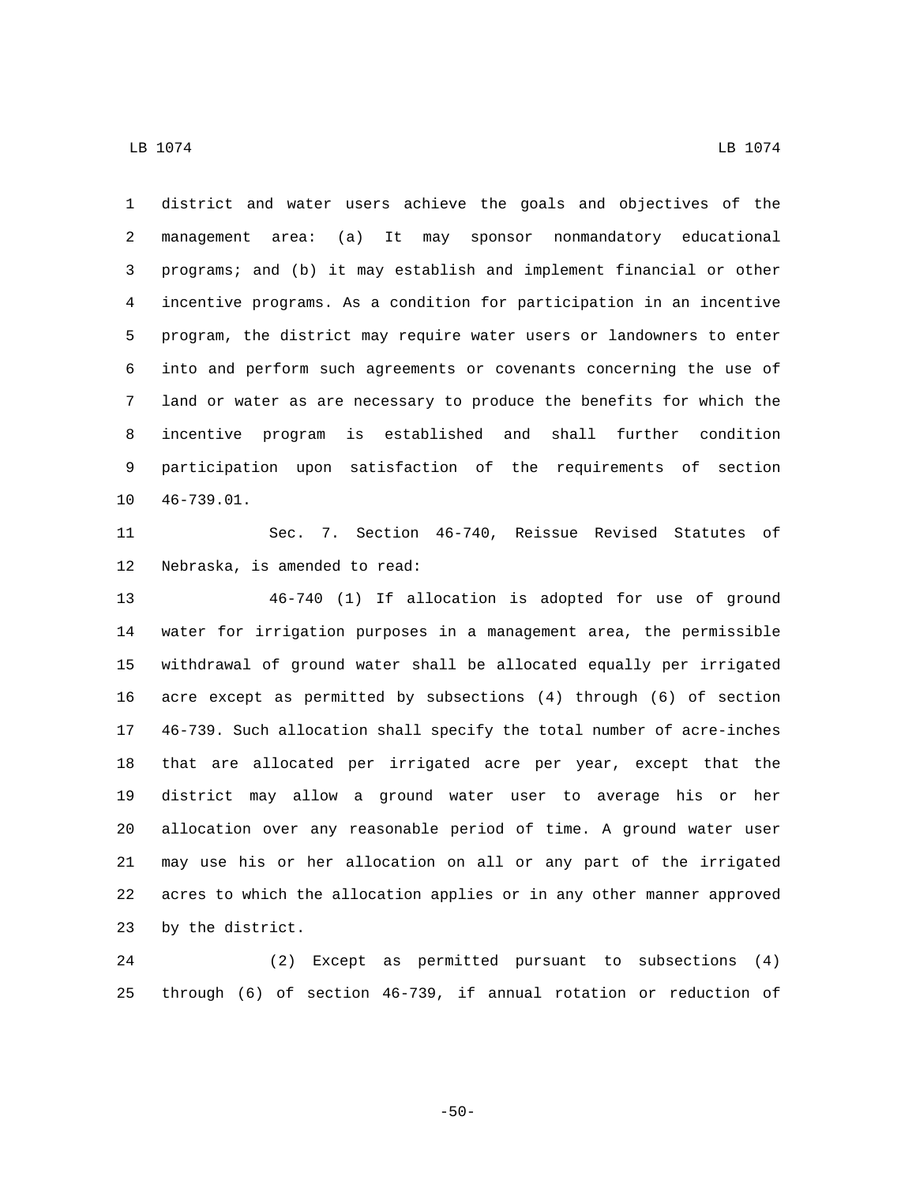district and water users achieve the goals and objectives of the management area: (a) It may sponsor nonmandatory educational programs; and (b) it may establish and implement financial or other incentive programs. As a condition for participation in an incentive program, the district may require water users or landowners to enter into and perform such agreements or covenants concerning the use of land or water as are necessary to produce the benefits for which the incentive program is established and shall further condition participation upon satisfaction of the requirements of section 46-739.01.

Sec. 7. Section 46-740, Reissue Revised Statutes of Nebraska, is amended to read:

46-740 (1) If allocation is adopted for use of ground water for irrigation purposes in a management area, the permissible withdrawal of ground water shall be allocated equally per irrigated acre except as permitted by subsections (4) through (6) of section 46-739. Such allocation shall specify the total number of acre-inches that are allocated per irrigated acre per year, except that the district may allow a ground water user to average his or her allocation over any reasonable period of time. A ground water user may use his or her allocation on all or any part of the irrigated acres to which the allocation applies or in any other manner approved by the district.

(2) Except as permitted pursuant to subsections (4) through (6) of section 46-739, if annual rotation or reduction of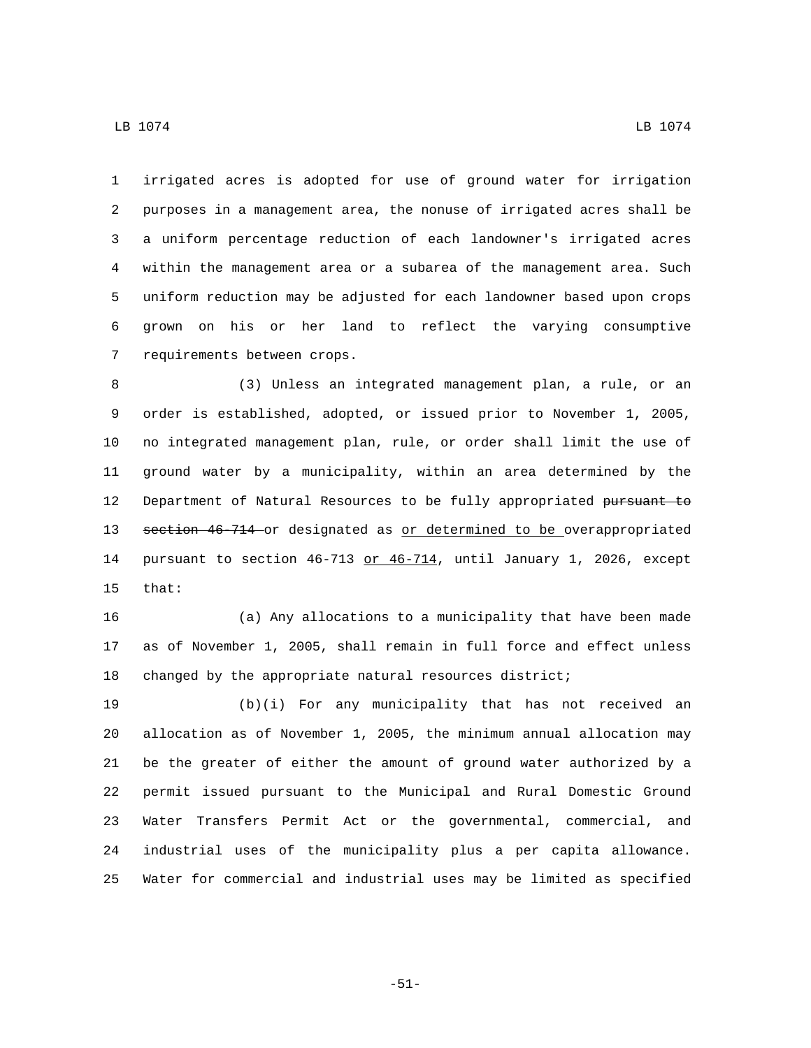irrigated acres is adopted for use of ground water for irrigation purposes in a management area, the nonuse of irrigated acres shall be a uniform percentage reduction of each landowner's irrigated acres within the management area or a subarea of the management area. Such uniform reduction may be adjusted for each landowner based upon crops grown on his or her land to reflect the varying consumptive requirements between crops.

(3) Unless an integrated management plan, a rule, or an order is established, adopted, or issued prior to November 1, 2005, no integrated management plan, rule, or order shall limit the use of ground water by a municipality, within an area determined by the Department of Natural Resources to be fully appropriated ~~pursuant to section 46-714~~ or designated as <u>or determined to be</u> overappropriated pursuant to section 46-713 <u>or 46-714</u>, until January 1, 2026, except that:

(a) Any allocations to a municipality that have been made as of November 1, 2005, shall remain in full force and effect unless changed by the appropriate natural resources district;

(b)(i) For any municipality that has not received an allocation as of November 1, 2005, the minimum annual allocation may be the greater of either the amount of ground water authorized by a permit issued pursuant to the Municipal and Rural Domestic Ground Water Transfers Permit Act or the governmental, commercial, and industrial uses of the municipality plus a per capita allowance. Water for commercial and industrial uses may be limited as specified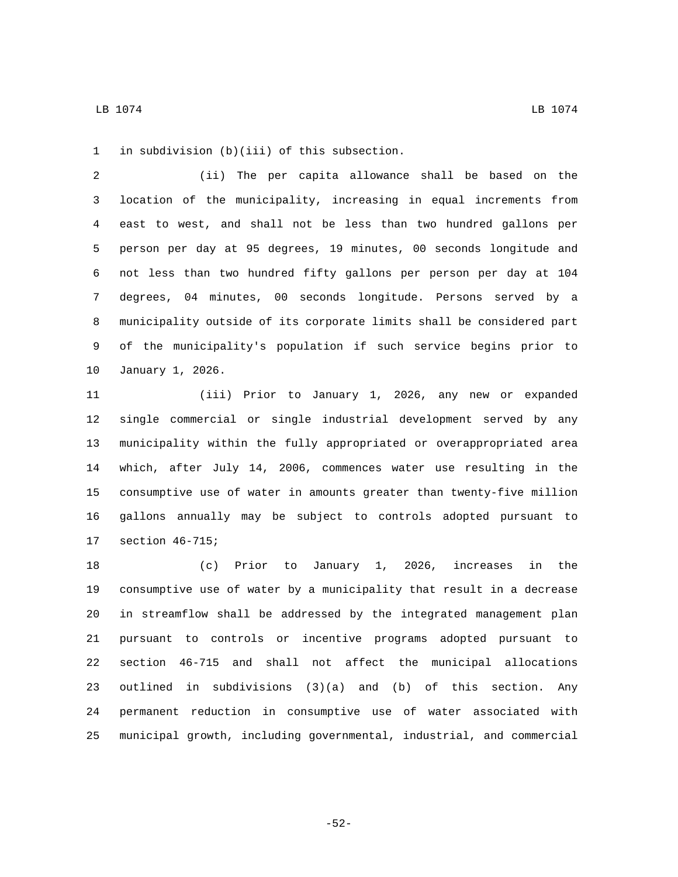in subdivision (b)(iii) of this subsection.

(ii) The per capita allowance shall be based on the location of the municipality, increasing in equal increments from east to west, and shall not be less than two hundred gallons per person per day at 95 degrees, 19 minutes, 00 seconds longitude and not less than two hundred fifty gallons per person per day at 104 degrees, 04 minutes, 00 seconds longitude. Persons served by a municipality outside of its corporate limits shall be considered part of the municipality's population if such service begins prior to January 1, 2026.

(iii) Prior to January 1, 2026, any new or expanded single commercial or single industrial development served by any municipality within the fully appropriated or overappropriated area which, after July 14, 2006, commences water use resulting in the consumptive use of water in amounts greater than twenty-five million gallons annually may be subject to controls adopted pursuant to section 46-715;

(c) Prior to January 1, 2026, increases in the consumptive use of water by a municipality that result in a decrease in streamflow shall be addressed by the integrated management plan pursuant to controls or incentive programs adopted pursuant to section 46-715 and shall not affect the municipal allocations outlined in subdivisions (3)(a) and (b) of this section. Any permanent reduction in consumptive use of water associated with municipal growth, including governmental, industrial, and commercial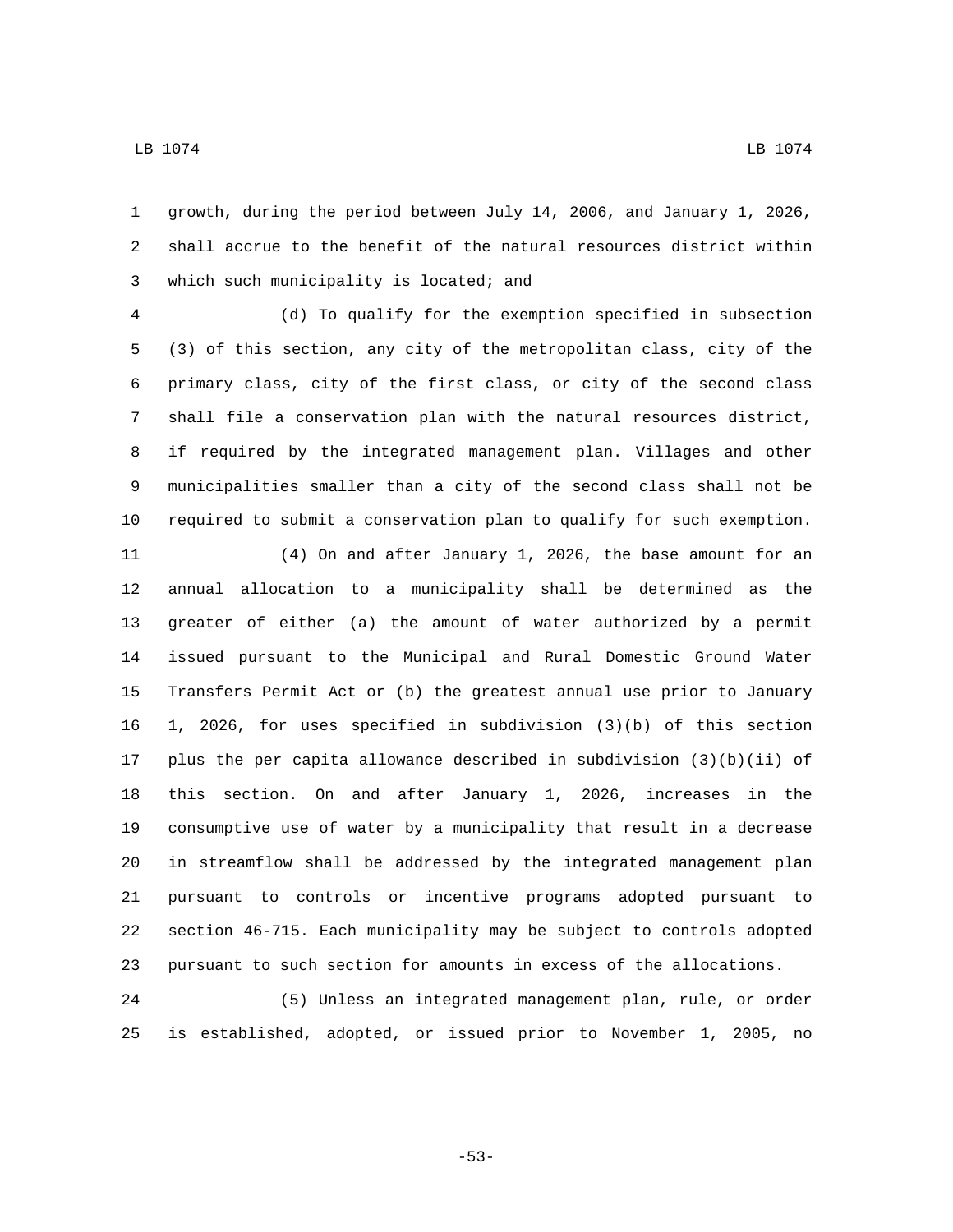growth, during the period between July 14, 2006, and January 1, 2026, shall accrue to the benefit of the natural resources district within which such municipality is located; and

(d) To qualify for the exemption specified in subsection (3) of this section, any city of the metropolitan class, city of the primary class, city of the first class, or city of the second class shall file a conservation plan with the natural resources district, if required by the integrated management plan. Villages and other municipalities smaller than a city of the second class shall not be required to submit a conservation plan to qualify for such exemption.

(4) On and after January 1, 2026, the base amount for an annual allocation to a municipality shall be determined as the greater of either (a) the amount of water authorized by a permit issued pursuant to the Municipal and Rural Domestic Ground Water Transfers Permit Act or (b) the greatest annual use prior to January 1, 2026, for uses specified in subdivision (3)(b) of this section plus the per capita allowance described in subdivision (3)(b)(ii) of this section. On and after January 1, 2026, increases in the consumptive use of water by a municipality that result in a decrease in streamflow shall be addressed by the integrated management plan pursuant to controls or incentive programs adopted pursuant to section 46-715. Each municipality may be subject to controls adopted pursuant to such section for amounts in excess of the allocations.

(5) Unless an integrated management plan, rule, or order is established, adopted, or issued prior to November 1, 2005, no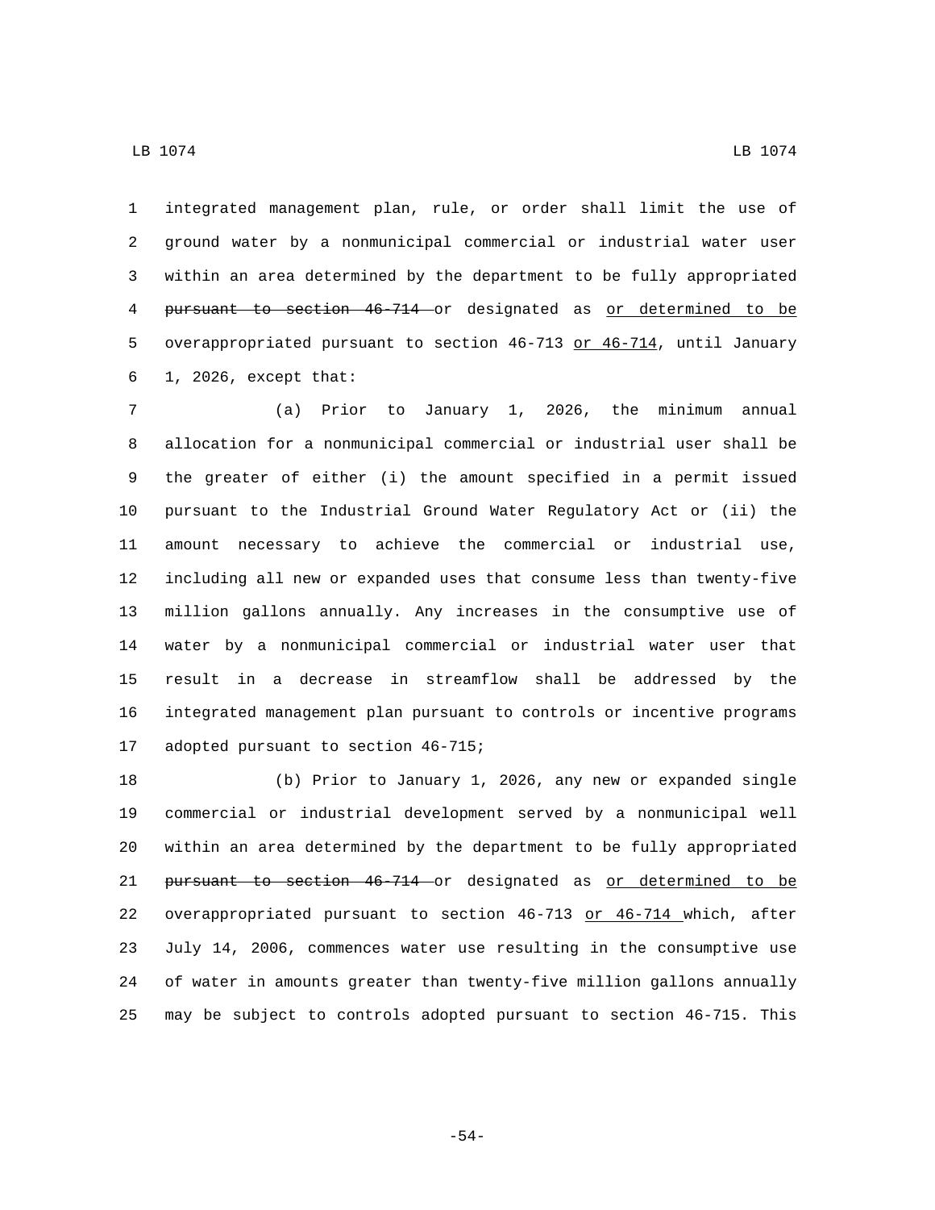integrated management plan, rule, or order shall limit the use of ground water by a nonmunicipal commercial or industrial water user within an area determined by the department to be fully appropriated ~~pursuant to section 46-714~~ or designated as <u>or determined to be</u> overappropriated pursuant to section 46-713 <u>or 46-714</u>, until January 1, 2026, except that:

(a) Prior to January 1, 2026, the minimum annual allocation for a nonmunicipal commercial or industrial user shall be the greater of either (i) the amount specified in a permit issued pursuant to the Industrial Ground Water Regulatory Act or (ii) the amount necessary to achieve the commercial or industrial use, including all new or expanded uses that consume less than twenty-five million gallons annually. Any increases in the consumptive use of water by a nonmunicipal commercial or industrial water user that result in a decrease in streamflow shall be addressed by the integrated management plan pursuant to controls or incentive programs adopted pursuant to section 46-715;

(b) Prior to January 1, 2026, any new or expanded single commercial or industrial development served by a nonmunicipal well within an area determined by the department to be fully appropriated ~~pursuant to section 46-714~~ or designated as <u>or determined to be</u> overappropriated pursuant to section 46-713 <u>or 46-714</u> which, after July 14, 2006, commences water use resulting in the consumptive use of water in amounts greater than twenty-five million gallons annually may be subject to controls adopted pursuant to section 46-715. This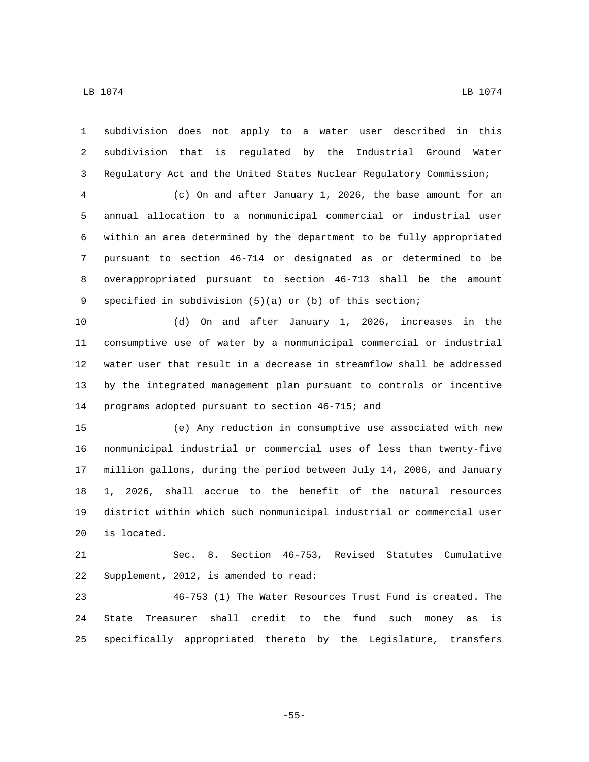subdivision does not apply to a water user described in this subdivision that is regulated by the Industrial Ground Water Regulatory Act and the United States Nuclear Regulatory Commission;

(c) On and after January 1, 2026, the base amount for an annual allocation to a nonmunicipal commercial or industrial user within an area determined by the department to be fully appropriated ~~pursuant to section 46-714~~ or designated as <u>or determined to be</u> overappropriated pursuant to section 46-713 shall be the amount specified in subdivision (5)(a) or (b) of this section;

(d) On and after January 1, 2026, increases in the consumptive use of water by a nonmunicipal commercial or industrial water user that result in a decrease in streamflow shall be addressed by the integrated management plan pursuant to controls or incentive programs adopted pursuant to section 46-715; and

(e) Any reduction in consumptive use associated with new nonmunicipal industrial or commercial uses of less than twenty-five million gallons, during the period between July 14, 2006, and January 1, 2026, shall accrue to the benefit of the natural resources district within which such nonmunicipal industrial or commercial user is located.

Sec. 8. Section 46-753, Revised Statutes Cumulative Supplement, 2012, is amended to read:

46-753 (1) The Water Resources Trust Fund is created. The State Treasurer shall credit to the fund such money as is specifically appropriated thereto by the Legislature, transfers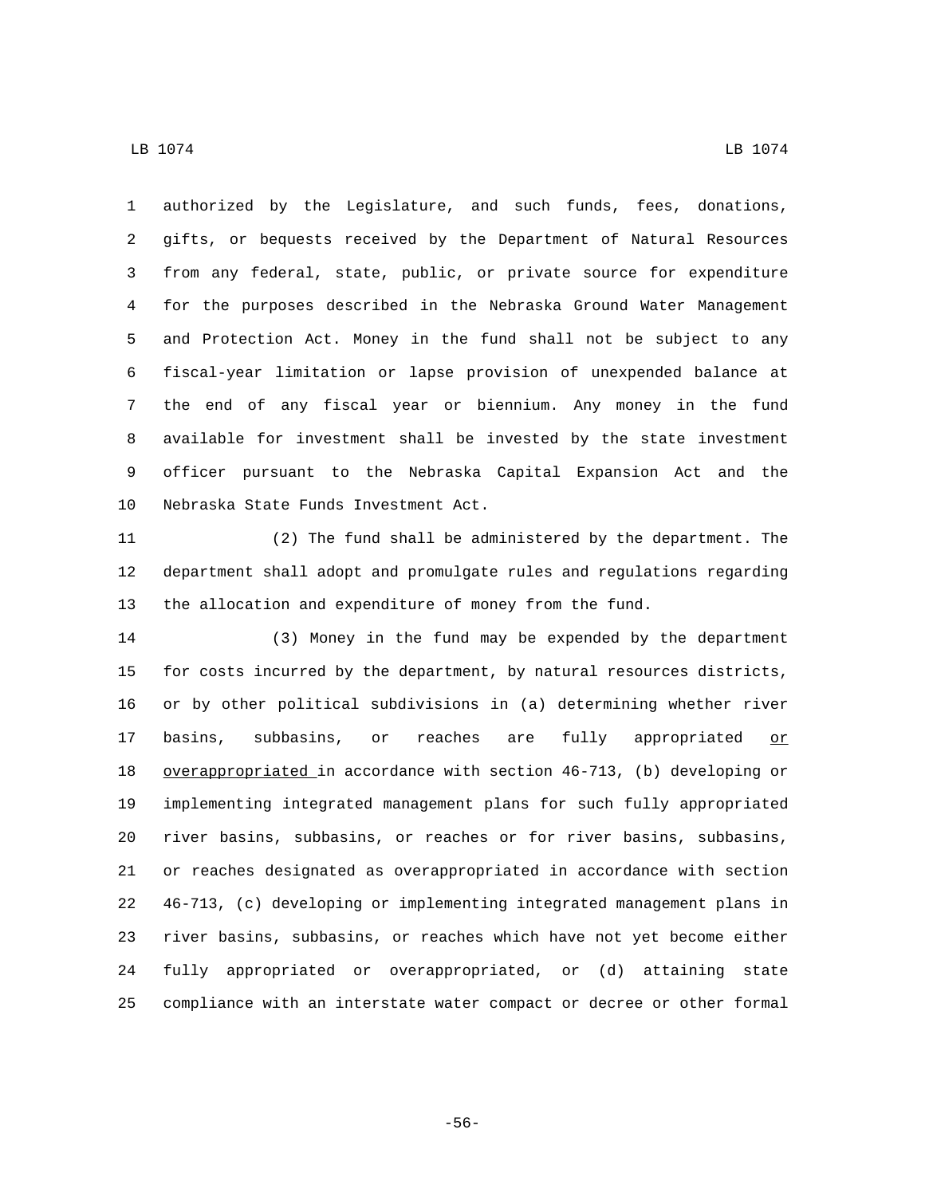authorized by the Legislature, and such funds, fees, donations, gifts, or bequests received by the Department of Natural Resources from any federal, state, public, or private source for expenditure for the purposes described in the Nebraska Ground Water Management and Protection Act. Money in the fund shall not be subject to any fiscal-year limitation or lapse provision of unexpended balance at the end of any fiscal year or biennium. Any money in the fund available for investment shall be invested by the state investment officer pursuant to the Nebraska Capital Expansion Act and the Nebraska State Funds Investment Act.

(2) The fund shall be administered by the department. The department shall adopt and promulgate rules and regulations regarding the allocation and expenditure of money from the fund.

(3) Money in the fund may be expended by the department for costs incurred by the department, by natural resources districts, or by other political subdivisions in (a) determining whether river basins, subbasins, or reaches are fully appropriated <u>or overappropriated</u> in accordance with section 46-713, (b) developing or implementing integrated management plans for such fully appropriated river basins, subbasins, or reaches or for river basins, subbasins, or reaches designated as overappropriated in accordance with section 46-713, (c) developing or implementing integrated management plans in river basins, subbasins, or reaches which have not yet become either fully appropriated or overappropriated, or (d) attaining state compliance with an interstate water compact or decree or other formal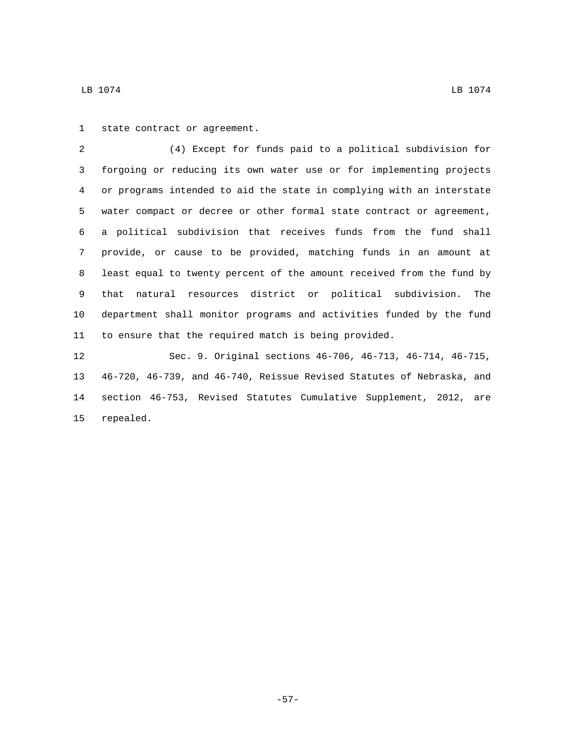state contract or agreement.

(4) Except for funds paid to a political subdivision for forgoing or reducing its own water use or for implementing projects or programs intended to aid the state in complying with an interstate water compact or decree or other formal state contract or agreement, a political subdivision that receives funds from the fund shall provide, or cause to be provided, matching funds in an amount at least equal to twenty percent of the amount received from the fund by that natural resources district or political subdivision. The department shall monitor programs and activities funded by the fund to ensure that the required match is being provided.

Sec. 9. Original sections 46-706, 46-713, 46-714, 46-715, 46-720, 46-739, and 46-740, Reissue Revised Statutes of Nebraska, and section 46-753, Revised Statutes Cumulative Supplement, 2012, are repealed.